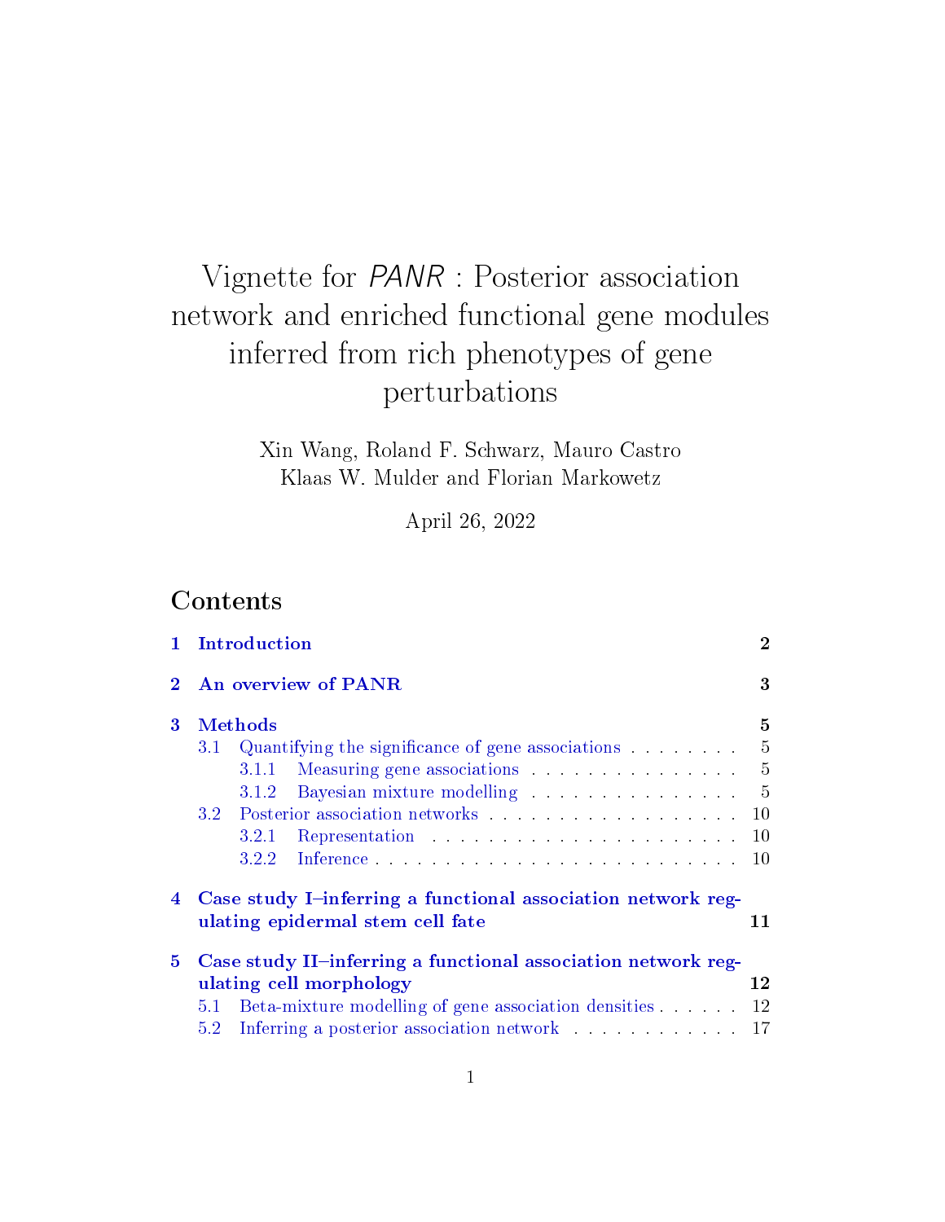# Vignette for *PANR* : Posterior association network and enriched functional gene modules inferred from rich phenotypes of gene perturbations

Xin Wang, Roland F. Schwarz, Mauro Castro
Klaas W. Mulder and Florian Markowetz

April 26, 2022

## Contents

**1 Introduction** **2**

**2 An overview of PANR** **3**

**3 Methods** **5**

- 3.1 Quantifying the significance of gene associations . . . . . . . . . 5
  - 3.1.1 Measuring gene associations . . . . . . . . . . . . . . . . 5
  - 3.1.2 Bayesian mixture modelling . . . . . . . . . . . . . . . . 5
- 3.2 Posterior association networks . . . . . . . . . . . . . . . . . . . 10
  - 3.2.1 Representation . . . . . . . . . . . . . . . . . . . . . . . 10
  - 3.2.2 Inference . . . . . . . . . . . . . . . . . . . . . . . . . . . 10

**4 Case study I–inferring a functional association network regulating epidermal stem cell fate** **11**

**5 Case study II–inferring a functional association network regulating cell morphology** **12**

- 5.1 Beta-mixture modelling of gene association densities . . . . . . 12
- 5.2 Inferring a posterior association network . . . . . . . . . . . . . 17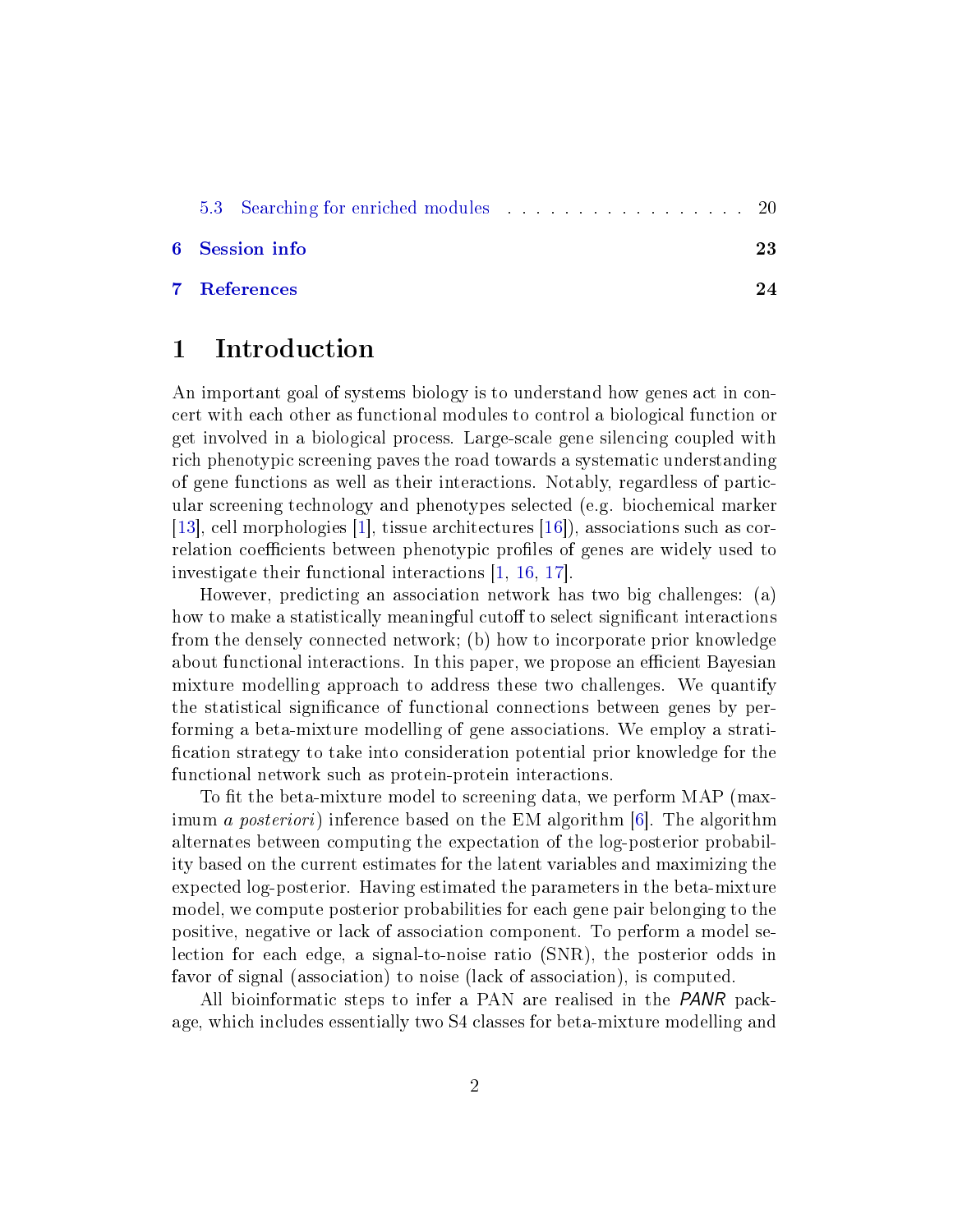5.3 Searching for enriched modules . . . . . . . . . . . . . . . . . . 20

6 Session info 23

7 References 24

# 1 Introduction

An important goal of systems biology is to understand how genes act in concert with each other as functional modules to control a biological function or get involved in a biological process. Large-scale gene silencing coupled with rich phenotypic screening paves the road towards a systematic understanding of gene functions as well as their interactions. Notably, regardless of particular screening technology and phenotypes selected (e.g. biochemical marker [13], cell morphologies [1], tissue architectures [16]), associations such as correlation coefficients between phenotypic profiles of genes are widely used to investigate their functional interactions [1, 16, 17].

However, predicting an association network has two big challenges: (a) how to make a statistically meaningful cutoff to select significant interactions from the densely connected network; (b) how to incorporate prior knowledge about functional interactions. In this paper, we propose an efficient Bayesian mixture modelling approach to address these two challenges. We quantify the statistical significance of functional connections between genes by performing a beta-mixture modelling of gene associations. We employ a stratification strategy to take into consideration potential prior knowledge for the functional network such as protein-protein interactions.

To fit the beta-mixture model to screening data, we perform MAP (maximum *a posteriori*) inference based on the EM algorithm [6]. The algorithm alternates between computing the expectation of the log-posterior probability based on the current estimates for the latent variables and maximizing the expected log-posterior. Having estimated the parameters in the beta-mixture model, we compute posterior probabilities for each gene pair belonging to the positive, negative or lack of association component. To perform a model selection for each edge, a signal-to-noise ratio (SNR), the posterior odds in favor of signal (association) to noise (lack of association), is computed.

All bioinformatic steps to infer a PAN are realised in the *PANR* package, which includes essentially two S4 classes for beta-mixture modelling and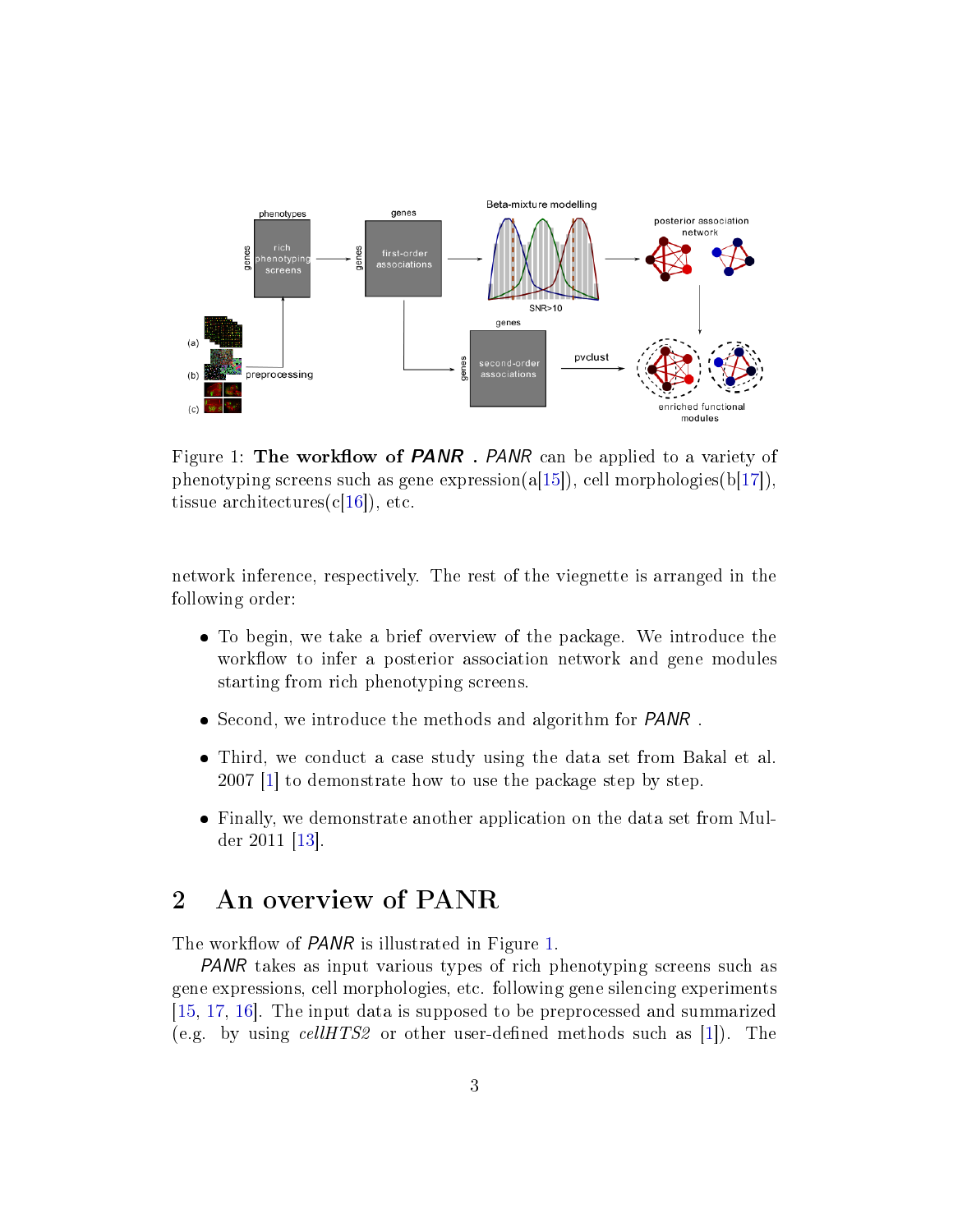Figure 1: **The workflow of *PANR* .** *PANR* can be applied to a variety of phenotyping screens such as gene expression(a[15]), cell morphologies(b[17]), tissue architectures(c[16]), etc.

network inference, respectively. The rest of the viegnette is arranged in the following order:

- To begin, we take a brief overview of the package. We introduce the workflow to infer a posterior association network and gene modules starting from rich phenotyping screens.
- Second, we introduce the methods and algorithm for *PANR* .
- Third, we conduct a case study using the data set from Bakal et al. 2007 [1] to demonstrate how to use the package step by step.
- Finally, we demonstrate another application on the data set from Mulder 2011 [13].

## 2 An overview of PANR

The workflow of *PANR* is illustrated in Figure 1.

*PANR* takes as input various types of rich phenotyping screens such as gene expressions, cell morphologies, etc. following gene silencing experiments [15, 17, 16]. The input data is supposed to be preprocessed and summarized (e.g. by using *cellHTS2* or other user-defined methods such as [1]). The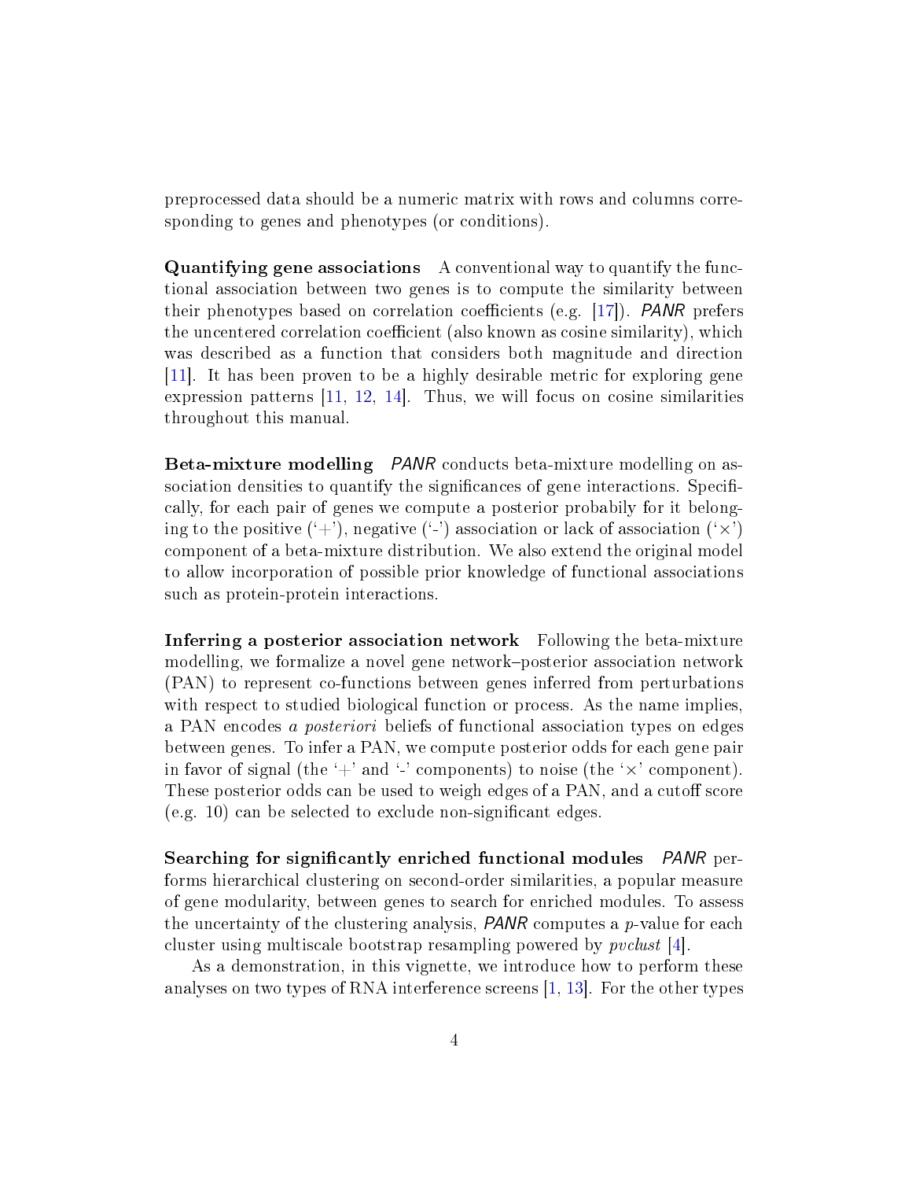preprocessed data should be a numeric matrix with rows and columns corresponding to genes and phenotypes (or conditions).

**Quantifying gene associations** A conventional way to quantify the functional association between two genes is to compute the similarity between their phenotypes based on correlation coefficients (e.g. [17]). *PANR* prefers the uncentered correlation coefficient (also known as cosine similarity), which was described as a function that considers both magnitude and direction [11]. It has been proven to be a highly desirable metric for exploring gene expression patterns [11, 12, 14]. Thus, we will focus on cosine similarities throughout this manual.

**Beta-mixture modelling** *PANR* conducts beta-mixture modelling on association densities to quantify the significances of gene interactions. Specifically, for each pair of genes we compute a posterior probabily for it belonging to the positive ('+'), negative ('-') association or lack of association ('$\times$') component of a beta-mixture distribution. We also extend the original model to allow incorporation of possible prior knowledge of functional associations such as protein-protein interactions.

**Inferring a posterior association network** Following the beta-mixture modelling, we formalize a novel gene network–posterior association network (PAN) to represent co-functions between genes inferred from perturbations with respect to studied biological function or process. As the name implies, a PAN encodes *a posteriori* beliefs of functional association types on edges between genes. To infer a PAN, we compute posterior odds for each gene pair in favor of signal (the '+' and '-' components) to noise (the '$\times$' component). These posterior odds can be used to weigh edges of a PAN, and a cutoff score (e.g. 10) can be selected to exclude non-significant edges.

**Searching for significantly enriched functional modules** *PANR* performs hierarchical clustering on second-order similarities, a popular measure of gene modularity, between genes to search for enriched modules. To assess the uncertainty of the clustering analysis, *PANR* computes a $p$-value for each cluster using multiscale bootstrap resampling powered by *pvclust* [4].

As a demonstration, in this vignette, we introduce how to perform these analyses on two types of RNA interference screens [1, 13]. For the other types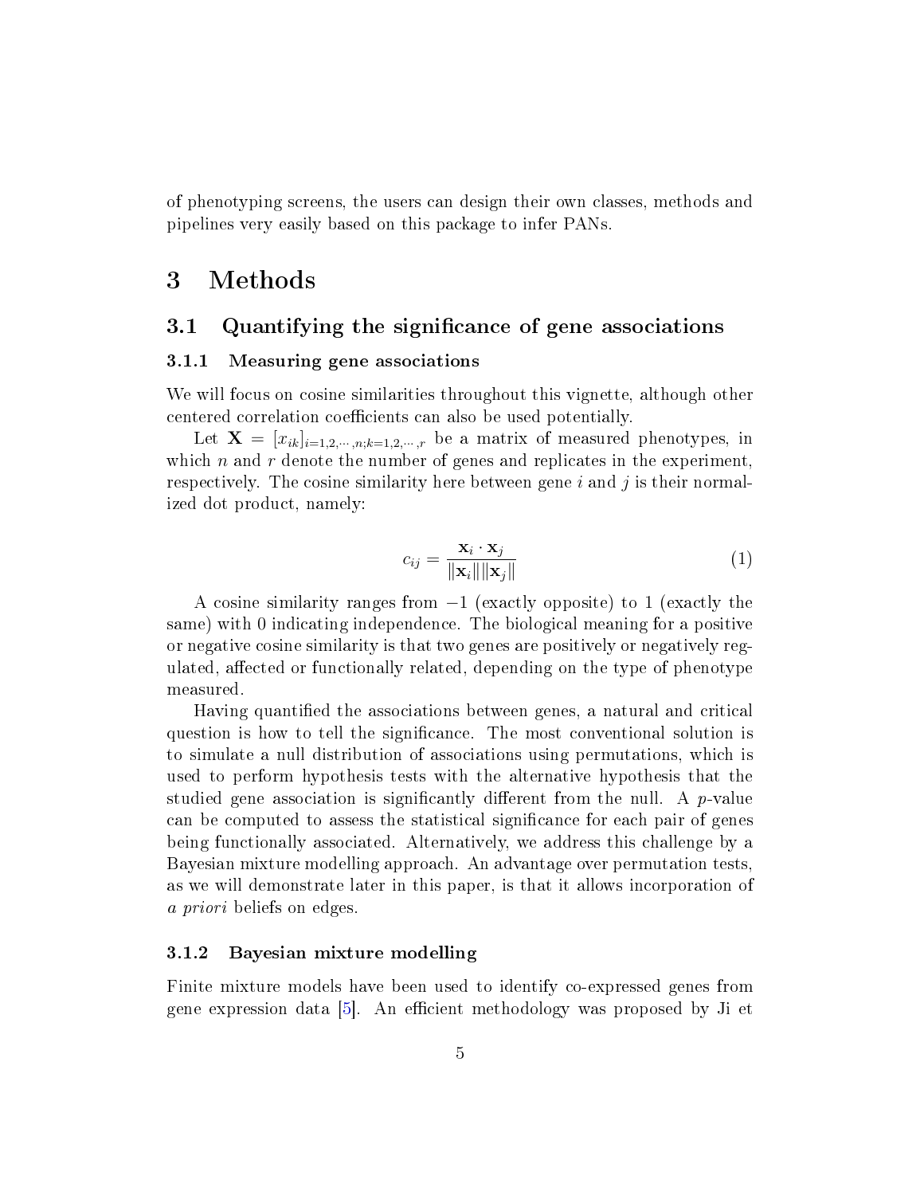of phenotyping screens, the users can design their own classes, methods and pipelines very easily based on this package to infer PANs.

# 3 Methods

## 3.1 Quantifying the significance of gene associations

### 3.1.1 Measuring gene associations

We will focus on cosine similarities throughout this vignette, although other centered correlation coefficients can also be used potentially.

Let $\mathbf{X} = [x_{ik}]_{i=1,2,\cdots,n;k=1,2,\cdots,r}$ be a matrix of measured phenotypes, in which $n$ and $r$ denote the number of genes and replicates in the experiment, respectively. The cosine similarity here between gene $i$ and $j$ is their normalized dot product, namely:

$$c_{ij} = \frac{\mathbf{x}_i \cdot \mathbf{x}_j}{\|\mathbf{x}_i\| \|\mathbf{x}_j\|} \tag{1}$$

A cosine similarity ranges from $-1$ (exactly opposite) to 1 (exactly the same) with 0 indicating independence. The biological meaning for a positive or negative cosine similarity is that two genes are positively or negatively regulated, affected or functionally related, depending on the type of phenotype measured.

Having quantified the associations between genes, a natural and critical question is how to tell the significance. The most conventional solution is to simulate a null distribution of associations using permutations, which is used to perform hypothesis tests with the alternative hypothesis that the studied gene association is significantly different from the null. A $p$-value can be computed to assess the statistical significance for each pair of genes being functionally associated. Alternatively, we address this challenge by a Bayesian mixture modelling approach. An advantage over permutation tests, as we will demonstrate later in this paper, is that it allows incorporation of *a priori* beliefs on edges.

### 3.1.2 Bayesian mixture modelling

Finite mixture models have been used to identify co-expressed genes from gene expression data [5]. An efficient methodology was proposed by Ji et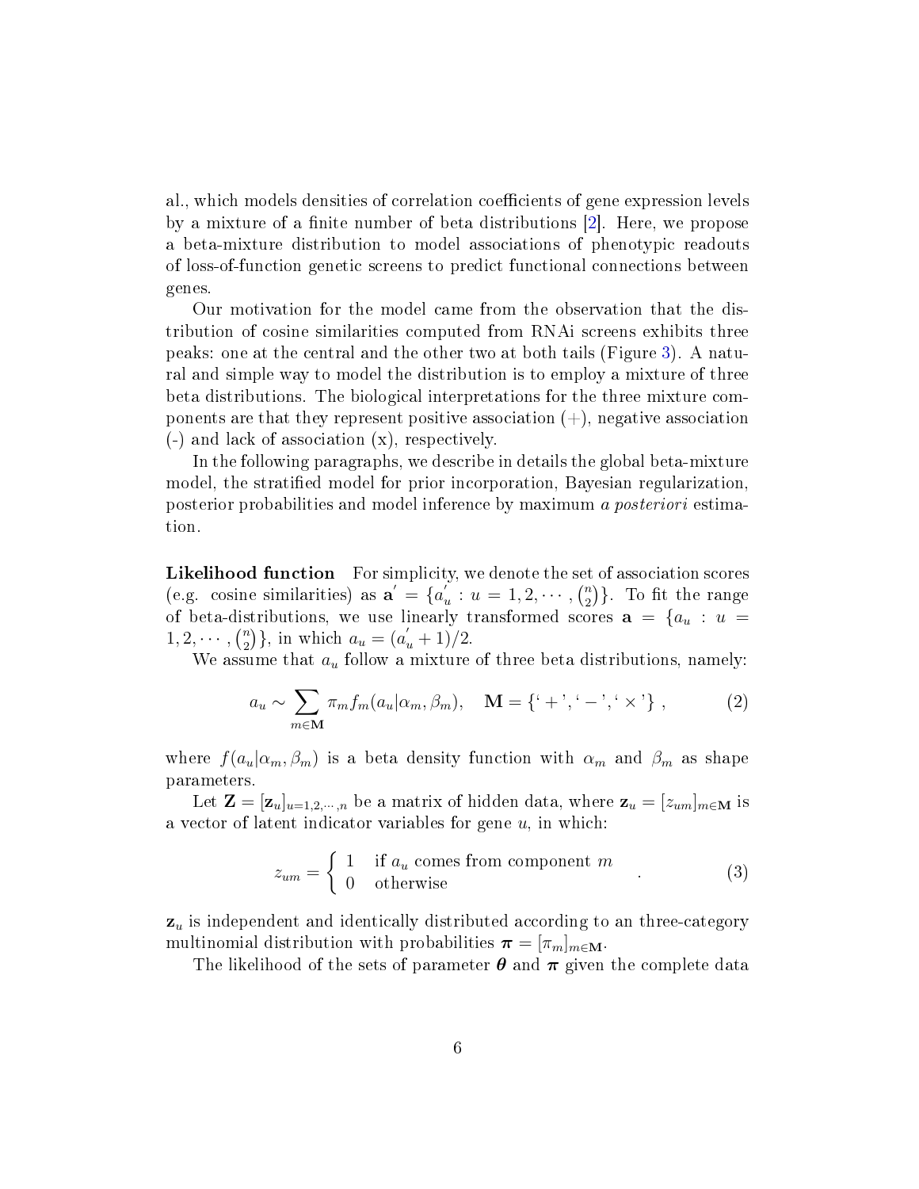al., which models densities of correlation coefficients of gene expression levels by a mixture of a finite number of beta distributions [2]. Here, we propose a beta-mixture distribution to model associations of phenotypic readouts of loss-of-function genetic screens to predict functional connections between genes.

Our motivation for the model came from the observation that the distribution of cosine similarities computed from RNAi screens exhibits three peaks: one at the central and the other two at both tails (Figure 3). A natural and simple way to model the distribution is to employ a mixture of three beta distributions. The biological interpretations for the three mixture components are that they represent positive association (+), negative association (-) and lack of association (x), respectively.

In the following paragraphs, we describe in details the global beta-mixture model, the stratified model for prior incorporation, Bayesian regularization, posterior probabilities and model inference by maximum *a posteriori* estimation.

**Likelihood function** For simplicity, we denote the set of association scores (e.g. cosine similarities) as $\mathbf{a}' = \{a'_u : u = 1, 2, \cdots, \binom{n}{2}\}$. To fit the range of beta-distributions, we use linearly transformed scores $\mathbf{a} = \{a_u : u = 1, 2, \cdots, \binom{n}{2}\}$, in which $a_u = (a'_u + 1)/2$.

We assume that $a_u$ follow a mixture of three beta distributions, namely:

$$a_u \sim \sum_{m \in \mathbf{M}} \pi_m f_m(a_u|\alpha_m, \beta_m), \quad \mathbf{M} = \{`+', `-', `\times'\}, \tag{2}$$

where $f(a_u|\alpha_m, \beta_m)$ is a beta density function with $\alpha_m$ and $\beta_m$ as shape parameters.

Let $\mathbf{Z} = [\mathbf{z}_u]_{u=1,2,\cdots,n}$ be a matrix of hidden data, where $\mathbf{z}_u = [z_{um}]_{m \in \mathbf{M}}$ is a vector of latent indicator variables for gene $u$, in which:

$$z_{um} = \begin{cases} 1 & \text{if } a_u \text{ comes from component } m \\ 0 & \text{otherwise} \end{cases}. \tag{3}$$

$\mathbf{z}_u$ is independent and identically distributed according to an three-category multinomial distribution with probabilities $\boldsymbol{\pi} = [\pi_m]_{m \in \mathbf{M}}$.

The likelihood of the sets of parameter $\boldsymbol{\theta}$ and $\boldsymbol{\pi}$ given the complete data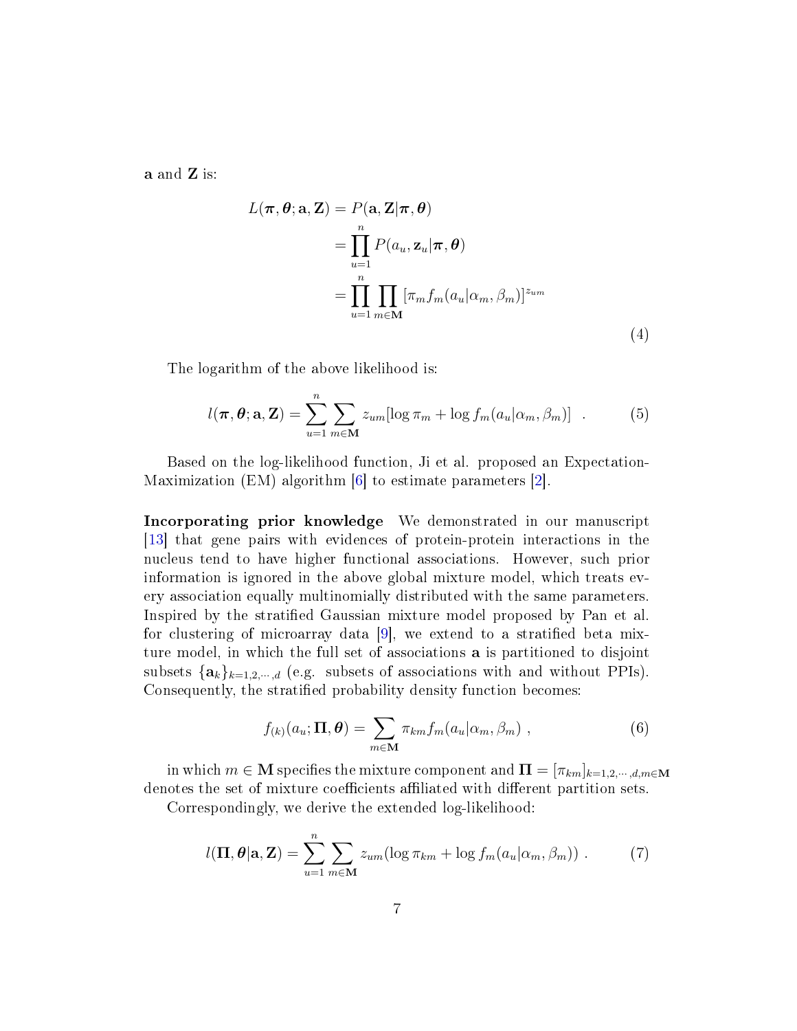**a** and **Z** is:

$$
\begin{aligned}
L(\boldsymbol{\pi}, \boldsymbol{\theta}; \mathbf{a}, \mathbf{Z}) &= P(\mathbf{a}, \mathbf{Z}|\boldsymbol{\pi}, \boldsymbol{\theta}) \\
&= \prod_{u=1}^{n} P(a_u, \mathbf{z}_u|\boldsymbol{\pi}, \boldsymbol{\theta}) \\
&= \prod_{u=1}^{n} \prod_{m \in \mathbf{M}} [\pi_m f_m(a_u|\alpha_m, \beta_m)]^{z_{um}}
\end{aligned}
\tag{4}
$$

The logarithm of the above likelihood is:

$$
l(\boldsymbol{\pi}, \boldsymbol{\theta}; \mathbf{a}, \mathbf{Z}) = \sum_{u=1}^{n} \sum_{m \in \mathbf{M}} z_{um}[\log \pi_m + \log f_m(a_u|\alpha_m, \beta_m)] \quad . \tag{5}
$$

Based on the log-likelihood function, Ji et al. proposed an Expectation-Maximization (EM) algorithm [6] to estimate parameters [2].

**Incorporating prior knowledge** We demonstrated in our manuscript [13] that gene pairs with evidences of protein-protein interactions in the nucleus tend to have higher functional associations. However, such prior information is ignored in the above global mixture model, which treats every association equally multinomially distributed with the same parameters. Inspired by the stratified Gaussian mixture model proposed by Pan et al. for clustering of microarray data [9], we extend to a stratified beta mixture model, in which the full set of associations **a** is partitioned to disjoint subsets $\{\mathbf{a}_k\}_{k=1,2,\cdots,d}$ (e.g. subsets of associations with and without PPIs). Consequently, the stratified probability density function becomes:

$$
f_{(k)}(a_u; \boldsymbol{\Pi}, \boldsymbol{\theta}) = \sum_{m \in \mathbf{M}} \pi_{km} f_m(a_u|\alpha_m, \beta_m) \ , \tag{6}
$$

in which $m \in \mathbf{M}$ specifies the mixture component and $\boldsymbol{\Pi} = [\pi_{km}]_{k=1,2,\cdots,d, m \in \mathbf{M}}$ denotes the set of mixture coefficients affiliated with different partition sets.

Correspondingly, we derive the extended log-likelihood:

$$
l(\boldsymbol{\Pi}, \boldsymbol{\theta}|\mathbf{a}, \mathbf{Z}) = \sum_{u=1}^{n} \sum_{m \in \mathbf{M}} z_{um}(\log \pi_{km} + \log f_m(a_u|\alpha_m, \beta_m)) \ . \tag{7}
$$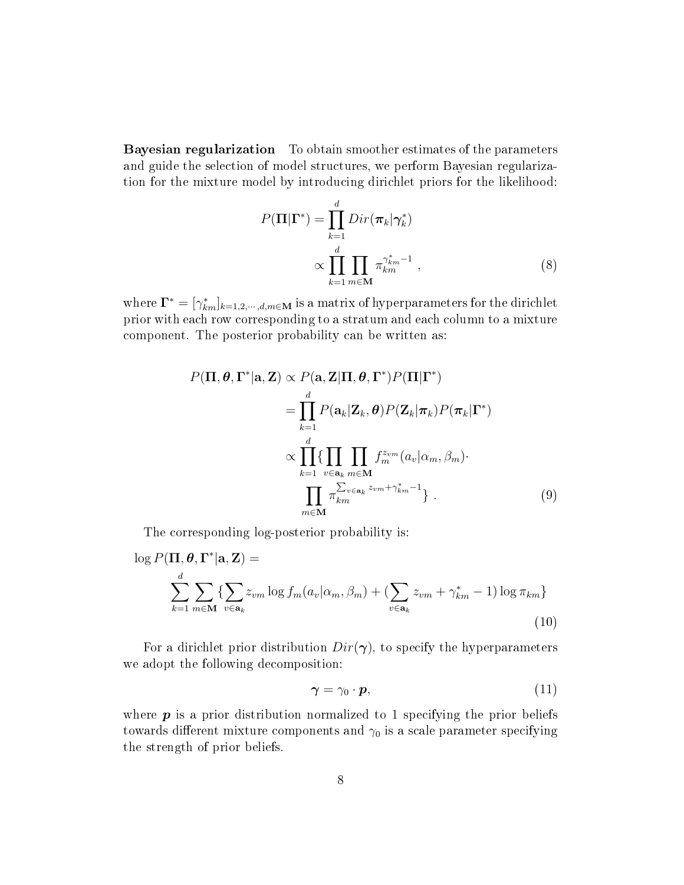**Bayesian regularization** To obtain smoother estimates of the parameters and guide the selection of model structures, we perform Bayesian regularization for the mixture model by introducing dirichlet priors for the likelihood:

$$
\begin{aligned}
P(\mathbf{\Pi}|\mathbf{\Gamma}^*) &= \prod_{k=1}^{d} Dir(\boldsymbol{\pi}_k|\boldsymbol{\gamma}_k^*) \\
&\propto \prod_{k=1}^{d} \prod_{m \in \mathbf{M}} \pi_{km}^{\gamma_{km}^* - 1} ,
\end{aligned} \tag{8}
$$

where $\mathbf{\Gamma}^* = [\gamma_{km}^*]_{k=1,2,\cdots,d, m \in \mathbf{M}}$ is a matrix of hyperparameters for the dirichlet prior with each row corresponding to a stratum and each column to a mixture component. The posterior probability can be written as:

$$
\begin{aligned}
P(\mathbf{\Pi}, \boldsymbol{\theta}, \mathbf{\Gamma}^*|\mathbf{a}, \mathbf{Z}) &\propto P(\mathbf{a}, \mathbf{Z}|\mathbf{\Pi}, \boldsymbol{\theta}, \mathbf{\Gamma}^*) P(\mathbf{\Pi}|\mathbf{\Gamma}^*) \\
&= \prod_{k=1}^{d} P(\mathbf{a}_k|\mathbf{Z}_k, \boldsymbol{\theta}) P(\mathbf{Z}_k|\boldsymbol{\pi}_k) P(\boldsymbol{\pi}_k|\mathbf{\Gamma}^*) \\
&\propto \prod_{k=1}^{d} \{ \prod_{v \in \mathbf{a}_k} \prod_{m \in \mathbf{M}} f_m^{z_{vm}}(a_v|\alpha_m, \beta_m) \cdot \\
&\quad \prod_{m \in \mathbf{M}} \pi_{km}^{\sum_{v \in \mathbf{a}_k} z_{vm} + \gamma_{km}^* - 1} \} .
\end{aligned} \tag{9}
$$

The corresponding log-posterior probability is:

$$
\begin{aligned}
&\log P(\mathbf{\Pi}, \boldsymbol{\theta}, \mathbf{\Gamma}^*|\mathbf{a}, \mathbf{Z}) = \\
&\quad \sum_{k=1}^{d} \sum_{m \in \mathbf{M}} \{ \sum_{v \in \mathbf{a}_k} z_{vm} \log f_m(a_v|\alpha_m, \beta_m) + (\sum_{v \in \mathbf{a}_k} z_{vm} + \gamma_{km}^* - 1) \log \pi_{km} \}
\end{aligned} \tag{10}
$$

For a dirichlet prior distribution $Dir(\boldsymbol{\gamma})$, to specify the hyperparameters we adopt the following decomposition:

$$
\boldsymbol{\gamma} = \gamma_0 \cdot \boldsymbol{p}, \tag{11}
$$

where $\boldsymbol{p}$ is a prior distribution normalized to 1 specifying the prior beliefs towards different mixture components and $\gamma_0$ is a scale parameter specifying the strength of prior beliefs.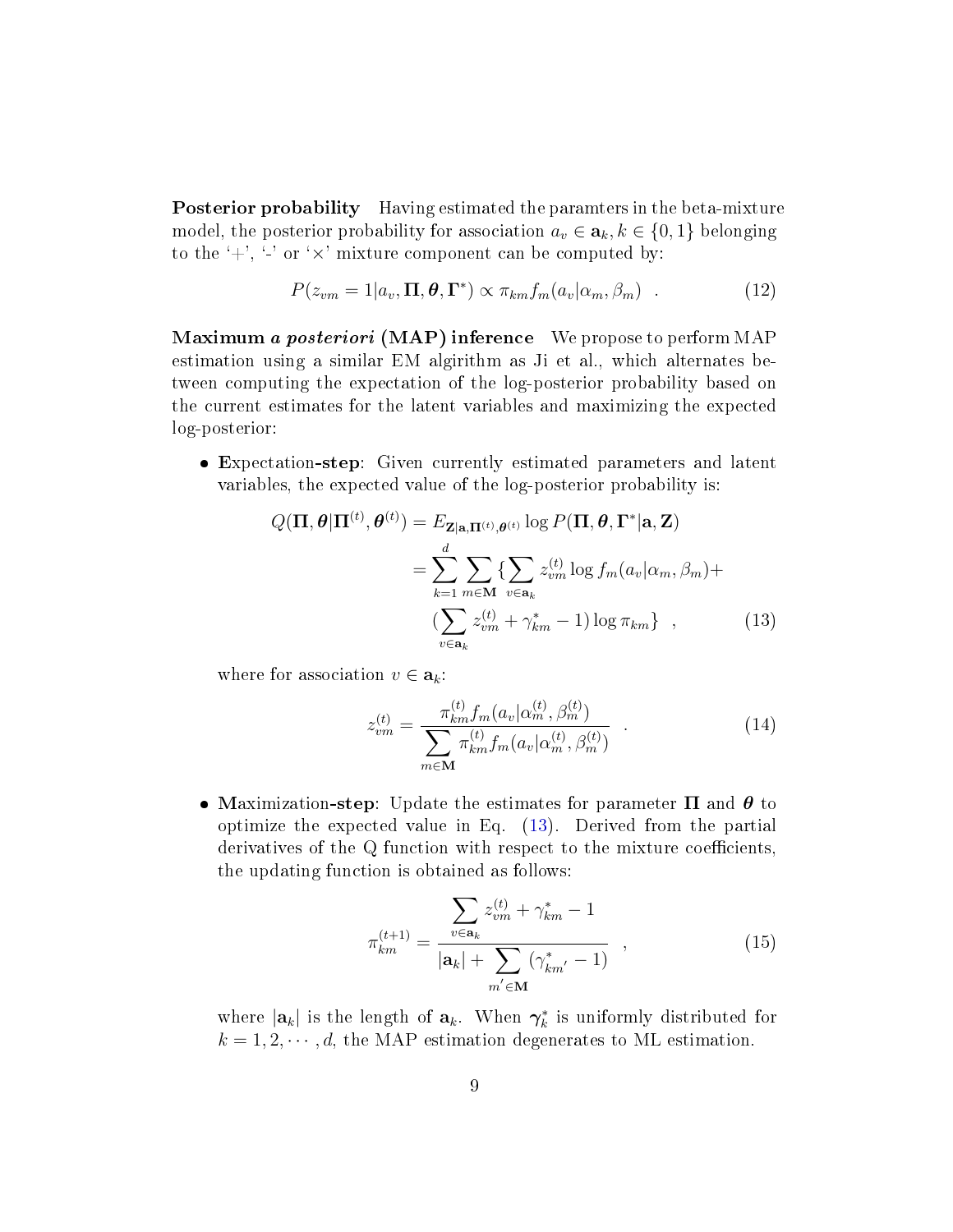**Posterior probability** Having estimated the paramters in the beta-mixture model, the posterior probability for association $a_v \in \mathbf{a}_k, k \in \{0,1\}$ belonging to the '+', '-' or '×' mixture component can be computed by:

$$P(z_{vm} = 1 | a_v, \mathbf{\Pi}, \boldsymbol{\theta}, \mathbf{\Gamma}^*) \propto \pi_{km} f_m(a_v | \alpha_m, \beta_m) \quad . \tag{12}$$

**Maximum *a posteriori* (MAP) inference** We propose to perform MAP estimation using a similar EM algirithm as Ji et al., which alternates between computing the expectation of the log-posterior probability based on the current estimates for the latent variables and maximizing the expected log-posterior:

- **E**xpectation-**step**: Given currently estimated parameters and latent variables, the expected value of the log-posterior probability is:

$$\begin{aligned} Q(\mathbf{\Pi}, \boldsymbol{\theta} | \mathbf{\Pi}^{(t)}, \boldsymbol{\theta}^{(t)}) &= E_{\mathbf{Z}|\mathbf{a}, \mathbf{\Pi}^{(t)}, \boldsymbol{\theta}^{(t)}} \log P(\mathbf{\Pi}, \boldsymbol{\theta}, \mathbf{\Gamma}^* | \mathbf{a}, \mathbf{Z}) \\ &= \sum_{k=1}^{d} \sum_{m \in \mathbf{M}} \{ \sum_{v \in \mathbf{a}_k} z_{vm}^{(t)} \log f_m(a_v | \alpha_m, \beta_m) + \\ &\quad (\sum_{v \in \mathbf{a}_k} z_{vm}^{(t)} + \gamma_{km}^* - 1) \log \pi_{km} \} \quad , \end{aligned} \tag{13}$$

  where for association $v \in \mathbf{a}_k$:

$$z_{vm}^{(t)} = \frac{\pi_{km}^{(t)} f_m(a_v | \alpha_m^{(t)}, \beta_m^{(t)})}{\sum_{m \in \mathbf{M}} \pi_{km}^{(t)} f_m(a_v | \alpha_m^{(t)}, \beta_m^{(t)})} \quad . \tag{14}$$

- **M**aximization-**step**: Update the estimates for parameter $\mathbf{\Pi}$ and $\boldsymbol{\theta}$ to optimize the expected value in Eq. (13). Derived from the partial derivatives of the Q function with respect to the mixture coefficients, the updating function is obtained as follows:

$$\pi_{km}^{(t+1)} = \frac{\sum_{v \in \mathbf{a}_k} z_{vm}^{(t)} + \gamma_{km}^* - 1}{|\mathbf{a}_k| + \sum_{m' \in \mathbf{M}} (\gamma_{km'}^* - 1)} \quad , \tag{15}$$

  where $|\mathbf{a}_k|$ is the length of $\mathbf{a}_k$. When $\boldsymbol{\gamma}_k^*$ is uniformly distributed for $k = 1, 2, \cdots, d$, the MAP estimation degenerates to ML estimation.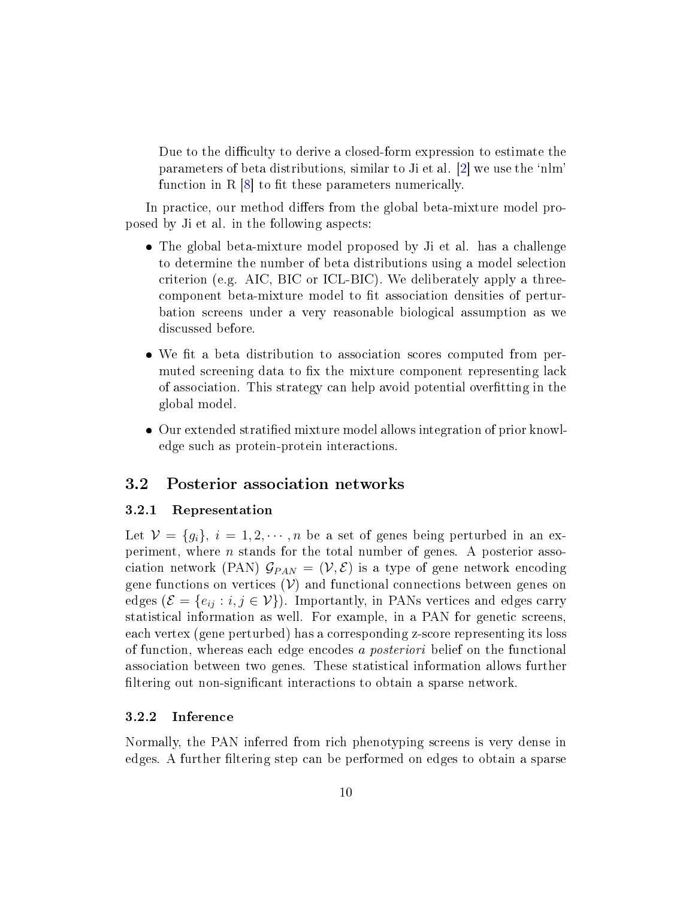Due to the difficulty to derive a closed-form expression to estimate the parameters of beta distributions, similar to Ji et al. [2] we use the 'nlm' function in R [8] to fit these parameters numerically.

In practice, our method differs from the global beta-mixture model proposed by Ji et al. in the following aspects:

- The global beta-mixture model proposed by Ji et al. has a challenge to determine the number of beta distributions using a model selection criterion (e.g. AIC, BIC or ICL-BIC). We deliberately apply a three-component beta-mixture model to fit association densities of perturbation screens under a very reasonable biological assumption as we discussed before.
- We fit a beta distribution to association scores computed from permuted screening data to fix the mixture component representing lack of association. This strategy can help avoid potential overfitting in the global model.
- Our extended stratified mixture model allows integration of prior knowledge such as protein-protein interactions.

## 3.2 Posterior association networks

### 3.2.1 Representation

Let $\mathcal{V} = \{g_i\}$, $i = 1, 2, \cdots, n$ be a set of genes being perturbed in an experiment, where $n$ stands for the total number of genes. A posterior association network (PAN) $\mathcal{G}_{PAN} = (\mathcal{V}, \mathcal{E})$ is a type of gene network encoding gene functions on vertices ($\mathcal{V}$) and functional connections between genes on edges ($\mathcal{E} = \{e_{ij} : i, j \in \mathcal{V}\}$). Importantly, in PANs vertices and edges carry statistical information as well. For example, in a PAN for genetic screens, each vertex (gene perturbed) has a corresponding z-score representing its loss of function, whereas each edge encodes *a posteriori* belief on the functional association between two genes. These statistical information allows further filtering out non-significant interactions to obtain a sparse network.

### 3.2.2 Inference

Normally, the PAN inferred from rich phenotyping screens is very dense in edges. A further filtering step can be performed on edges to obtain a sparse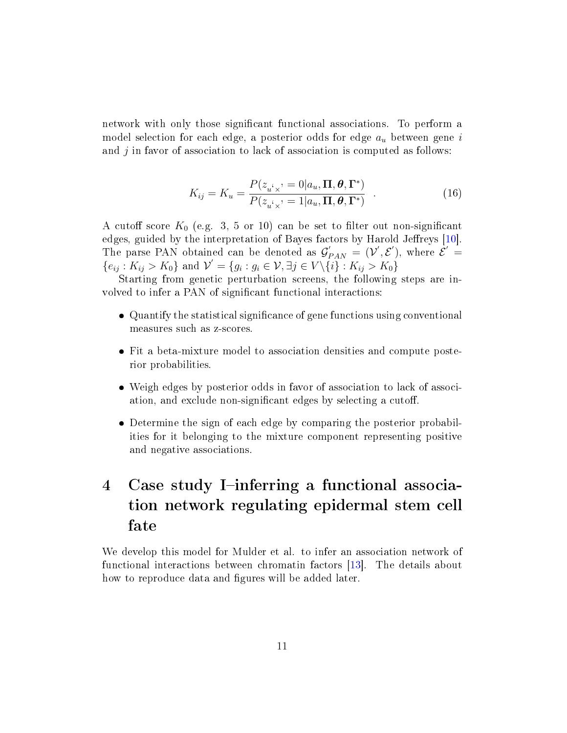network with only those significant functional associations. To perform a model selection for each edge, a posterior odds for edge $a_u$ between gene $i$ and $j$ in favor of association to lack of association is computed as follows:

$$K_{ij} = K_u = \frac{P(z_{u`\times'} = 0 | a_u, \mathbf{\Pi}, \boldsymbol{\theta}, \mathbf{\Gamma}^*)}{P(z_{u`\times'} = 1 | a_u, \mathbf{\Pi}, \boldsymbol{\theta}, \mathbf{\Gamma}^*)} \quad . \tag{16}$$

A cutoff score $K_0$ (e.g. 3, 5 or 10) can be set to filter out non-significant edges, guided by the interpretation of Bayes factors by Harold Jeffreys [10]. The parse PAN obtained can be denoted as $\mathcal{G}'_{PAN} = (\mathcal{V}', \mathcal{E}')$, where $\mathcal{E}' = \{e_{ij} : K_{ij} > K_0\}$ and $\mathcal{V}' = \{g_i : g_i \in \mathcal{V}, \exists j \in V \backslash \{i\} : K_{ij} > K_0\}$

Starting from genetic perturbation screens, the following steps are involved to infer a PAN of significant functional interactions:

- Quantify the statistical significance of gene functions using conventional measures such as z-scores.
- Fit a beta-mixture model to association densities and compute posterior probabilities.
- Weigh edges by posterior odds in favor of association to lack of association, and exclude non-significant edges by selecting a cutoff.
- Determine the sign of each edge by comparing the posterior probabilities for it belonging to the mixture component representing positive and negative associations.

# 4 Case study I–inferring a functional association network regulating epidermal stem cell fate

We develop this model for Mulder et al. to infer an association network of functional interactions between chromatin factors [13]. The details about how to reproduce data and figures will be added later.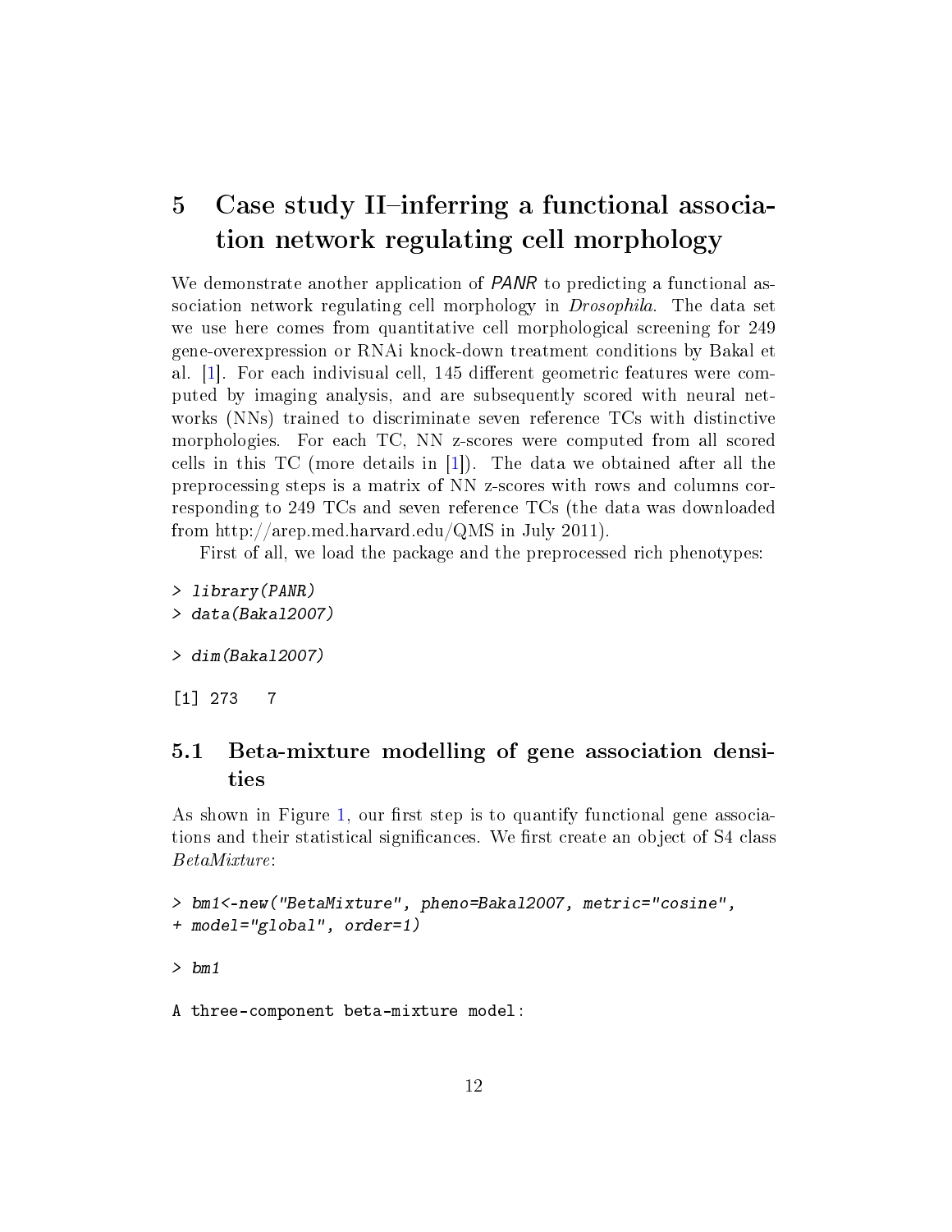# 5 Case study II–inferring a functional association network regulating cell morphology

We demonstrate another application of *PANR* to predicting a functional association network regulating cell morphology in *Drosophila*. The data set we use here comes from quantitative cell morphological screening for 249 gene-overexpression or RNAi knock-down treatment conditions by Bakal et al. [1]. For each indivisual cell, 145 different geometric features were computed by imaging analysis, and are subsequently scored with neural networks (NNs) trained to discriminate seven reference TCs with distinctive morphologies. For each TC, NN z-scores were computed from all scored cells in this TC (more details in [1]). The data we obtained after all the preprocessing steps is a matrix of NN z-scores with rows and columns corresponding to 249 TCs and seven reference TCs (the data was downloaded from http://arep.med.harvard.edu/QMS in July 2011).

First of all, we load the package and the preprocessed rich phenotypes:

```
> library(PANR)
> data(Bakal2007)
```

```
> dim(Bakal2007)
```

```
[1] 273   7
```

## 5.1 Beta-mixture modelling of gene association densities

As shown in Figure 1, our first step is to quantify functional gene associations and their statistical significances. We first create an object of S4 class *BetaMixture*:

```
> bm1<-new("BetaMixture", pheno=Bakal2007, metric="cosine",
+ model="global", order=1)
```

```
> bm1
```

```
A three-component beta-mixture model:
```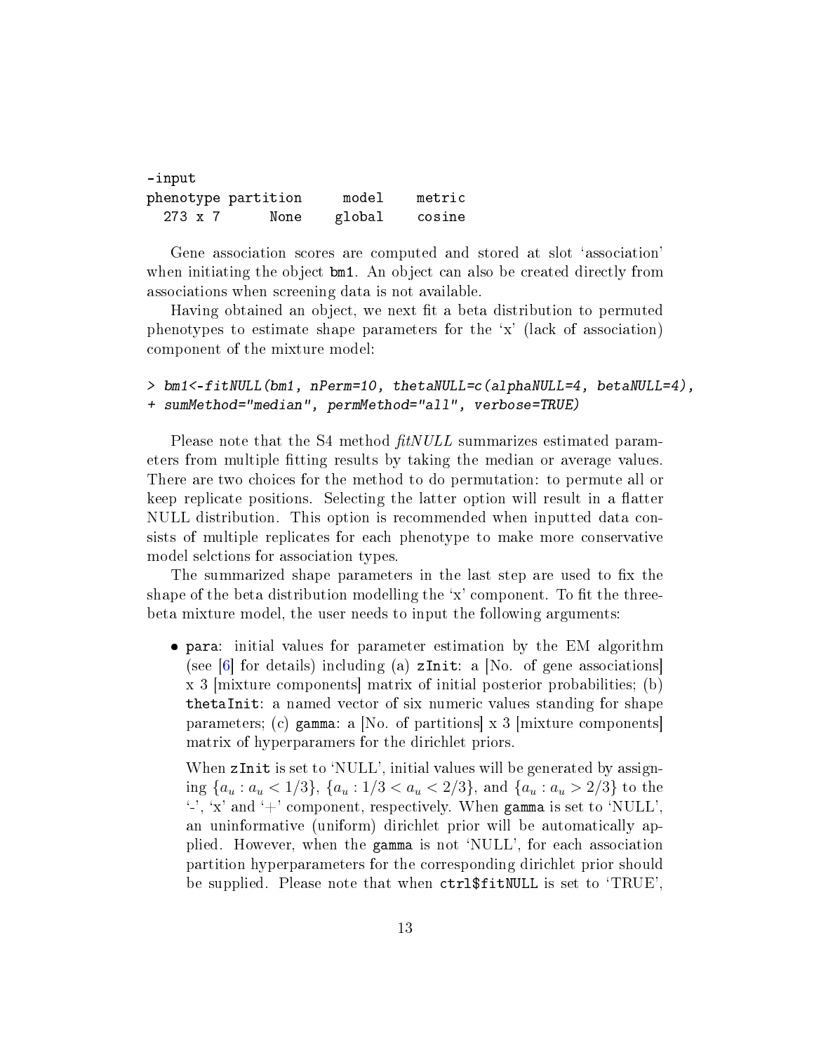```
-input
phenotype partition     model    metric
  273 x 7      None    global    cosine
```

Gene association scores are computed and stored at slot 'association' when initiating the object bm1. An object can also be created directly from associations when screening data is not available.

Having obtained an object, we next fit a beta distribution to permuted phenotypes to estimate shape parameters for the 'x' (lack of association) component of the mixture model:

```
> bm1<-fitNULL(bm1, nPerm=10, thetaNULL=c(alphaNULL=4, betaNULL=4),
+ sumMethod="median", permMethod="all", verbose=TRUE)
```

Please note that the S4 method *fitNULL* summarizes estimated parameters from multiple fitting results by taking the median or average values. There are two choices for the method to do permutation: to permute all or keep replicate positions. Selecting the latter option will result in a flatter NULL distribution. This option is recommended when inputted data consists of multiple replicates for each phenotype to make more conservative model selctions for association types.

The summarized shape parameters in the last step are used to fix the shape of the beta distribution modelling the 'x' component. To fit the three-beta mixture model, the user needs to input the following arguments:

- `para`: initial values for parameter estimation by the EM algorithm (see [6] for details) including (a) `zInit`: a [No. of gene associations] x 3 [mixture components] matrix of initial posterior probabilities; (b) `thetaInit`: a named vector of six numeric values standing for shape parameters; (c) `gamma`: a [No. of partitions] x 3 [mixture components] matrix of hyperparamers for the dirichlet priors.

  When `zInit` is set to 'NULL', initial values will be generated by assigning $\{a_u : a_u < 1/3\}$, $\{a_u : 1/3 < a_u < 2/3\}$, and $\{a_u : a_u > 2/3\}$ to the '-', 'x' and '+' component, respectively. When `gamma` is set to 'NULL', an uninformative (uniform) dirichlet prior will be automatically applied. However, when the `gamma` is not 'NULL', for each association partition hyperparameters for the corresponding dirichlet prior should be supplied. Please note that when `ctrl$fitNULL` is set to 'TRUE',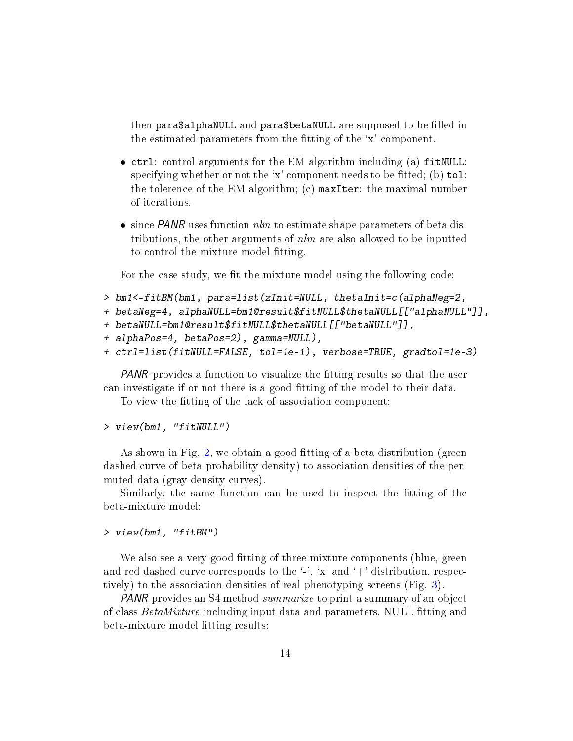then `para$alphaNULL` and `para$betaNULL` are supposed to be filled in the estimated parameters from the fitting of the 'x' component.

- `ctrl`: control arguments for the EM algorithm including (a) `fitNULL`: specifying whether or not the 'x' component needs to be fitted; (b) `tol`: the tolerence of the EM algorithm; (c) `maxIter`: the maximal number of iterations.
- since *PANR* uses function *nlm* to estimate shape parameters of beta distributions, the other arguments of *nlm* are also allowed to be inputted to control the mixture model fitting.

For the case study, we fit the mixture model using the following code:

```
> bm1<-fitBM(bm1, para=list(zInit=NULL, thetaInit=c(alphaNeg=2,
+ betaNeg=4, alphaNULL=bm1@result$fitNULL$thetaNULL[["alphaNULL"]],
+ betaNULL=bm1@result$fitNULL$thetaNULL[["betaNULL"]],
+ alphaPos=4, betaPos=2), gamma=NULL),
+ ctrl=list(fitNULL=FALSE, tol=1e-1), verbose=TRUE, gradtol=1e-3)
```

*PANR* provides a function to visualize the fitting results so that the user can investigate if or not there is a good fitting of the model to their data.

To view the fitting of the lack of association component:

```
> view(bm1, "fitNULL")
```

As shown in Fig. 2, we obtain a good fitting of a beta distribution (green dashed curve of beta probability density) to association densities of the permuted data (gray density curves).

Similarly, the same function can be used to inspect the fitting of the beta-mixture model:

```
> view(bm1, "fitBM")
```

We also see a very good fitting of three mixture components (blue, green and red dashed curve corresponds to the '-', 'x' and '+' distribution, respectively) to the association densities of real phenotyping screens (Fig. 3).

*PANR* provides an S4 method *summarize* to print a summary of an object of class *BetaMixture* including input data and parameters, NULL fitting and beta-mixture model fitting results: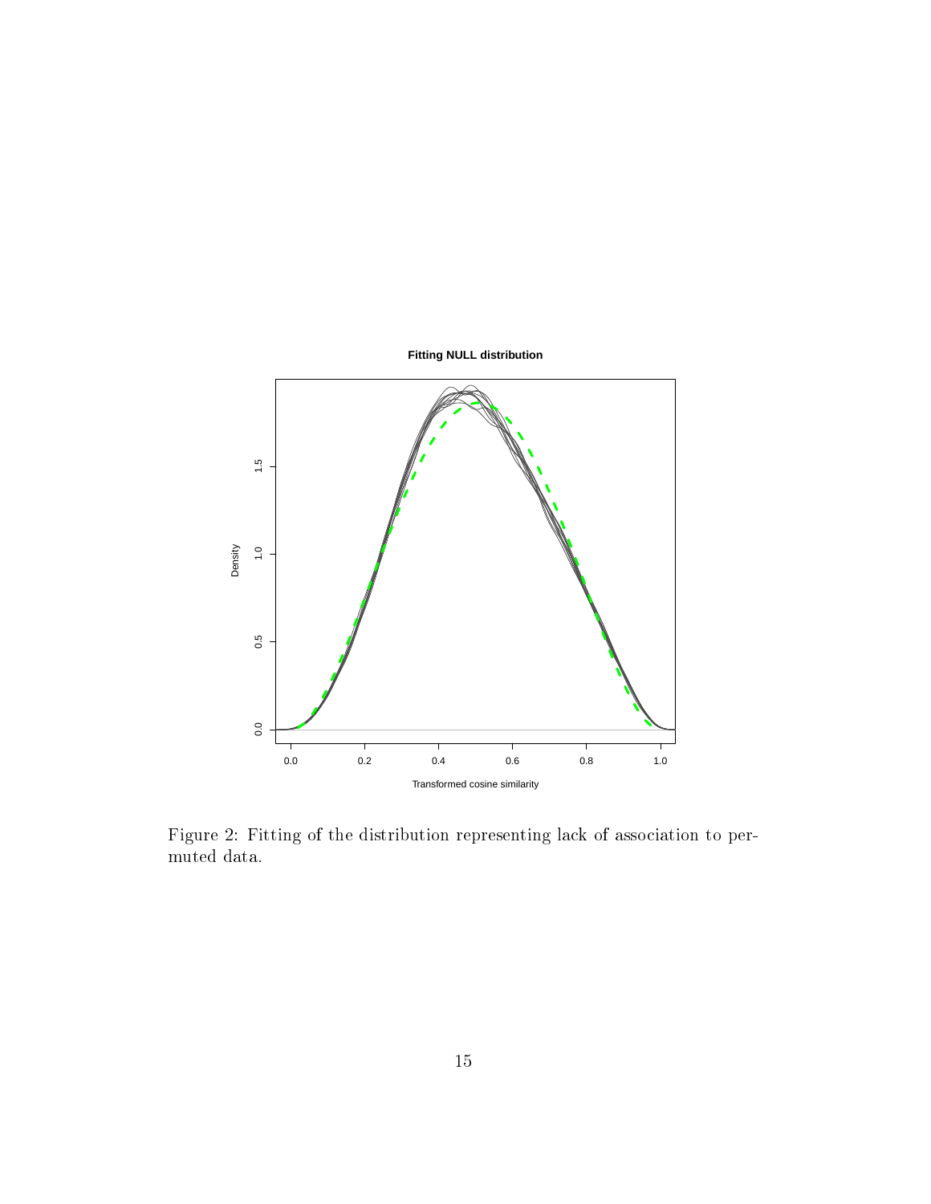Figure 2: Fitting of the distribution representing lack of association to permuted data.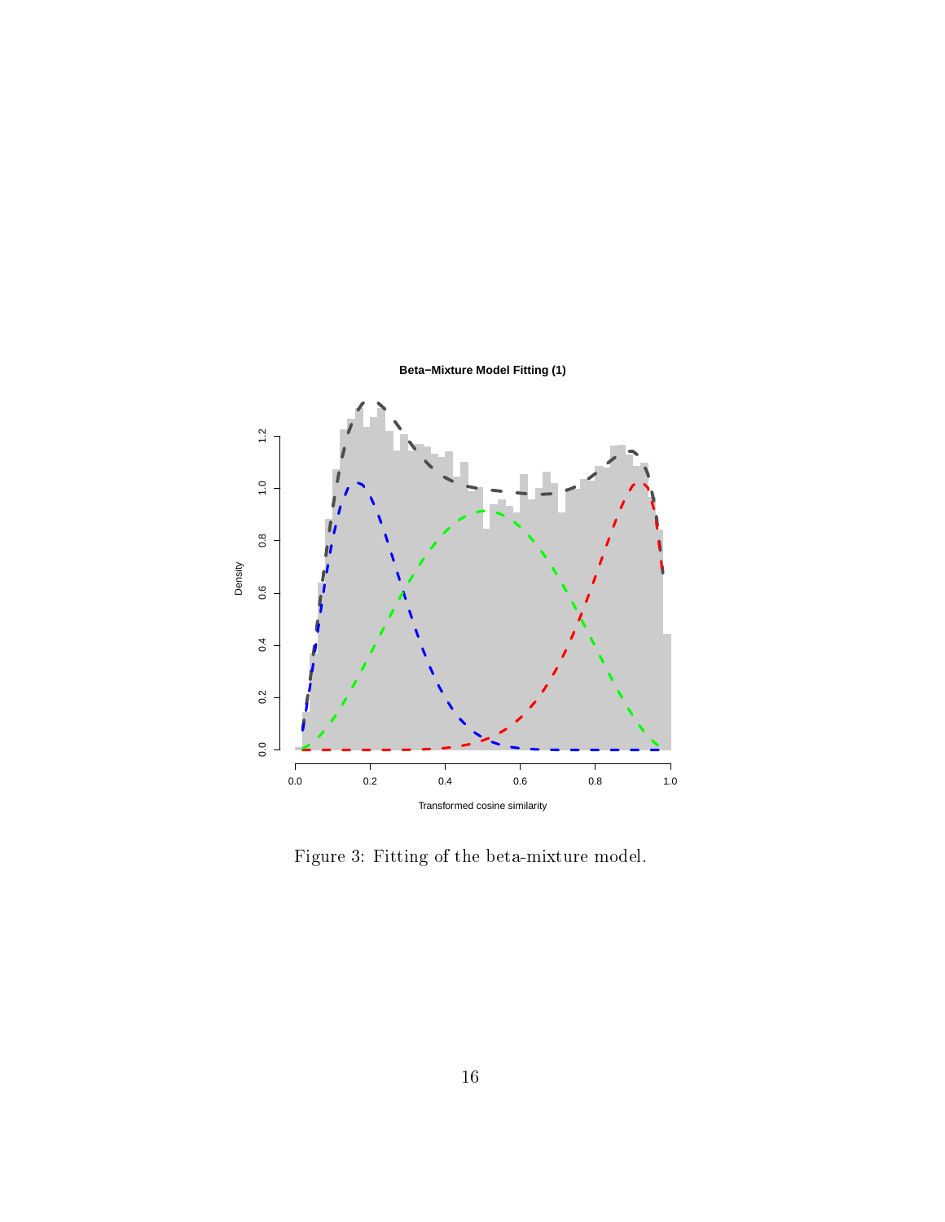Figure 3: Fitting of the beta-mixture model.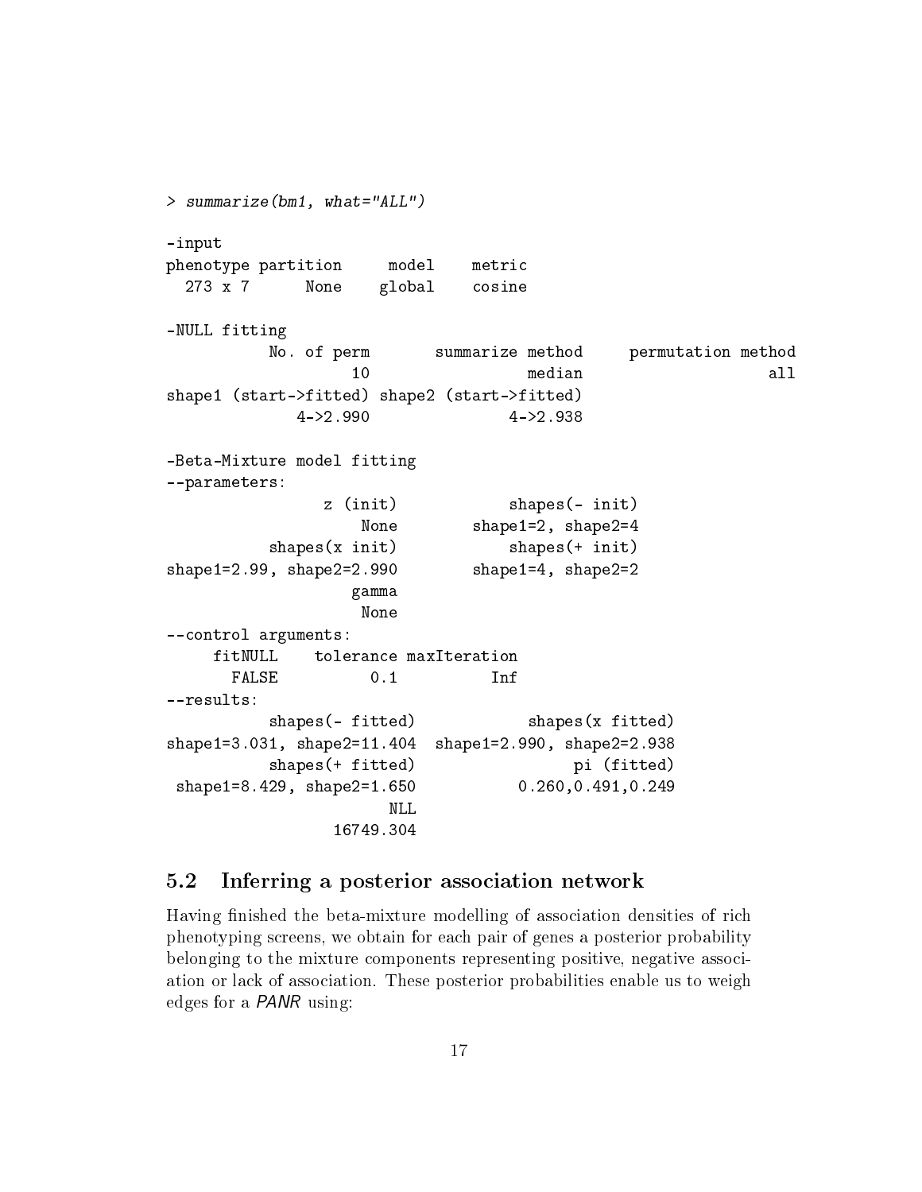```
> summarize(bm1, what="ALL")

-input
phenotype partition     model    metric
  273 x 7      None    global    cosine

-NULL fitting
          No. of perm       summarize method     permutation method
                   10                 median                    all
shape1 (start->fitted) shape2 (start->fitted)
             4->2.990               4->2.938

-Beta-Mixture model fitting
--parameters:
                z (init)            shapes(- init)
                    None        shape1=2, shape2=4
          shapes(x init)            shapes(+ init)
shape1=2.99, shape2=2.990        shape1=4, shape2=2
                   gamma
                    None
--control arguments:
     fitNULL    tolerance maxIteration
       FALSE          0.1          Inf
--results:
          shapes(- fitted)            shapes(x fitted)
shape1=3.031, shape2=11.404  shape1=2.990, shape2=2.938
          shapes(+ fitted)                 pi (fitted)
 shape1=8.429, shape2=1.650          0.260,0.491,0.249
                       NLL
                 16749.304
```

### 5.2 Inferring a posterior association network

Having finished the beta-mixture modelling of association densities of rich phenotyping screens, we obtain for each pair of genes a posterior probability belonging to the mixture components representing positive, negative association or lack of association. These posterior probabilities enable us to weigh edges for a *PANR* using: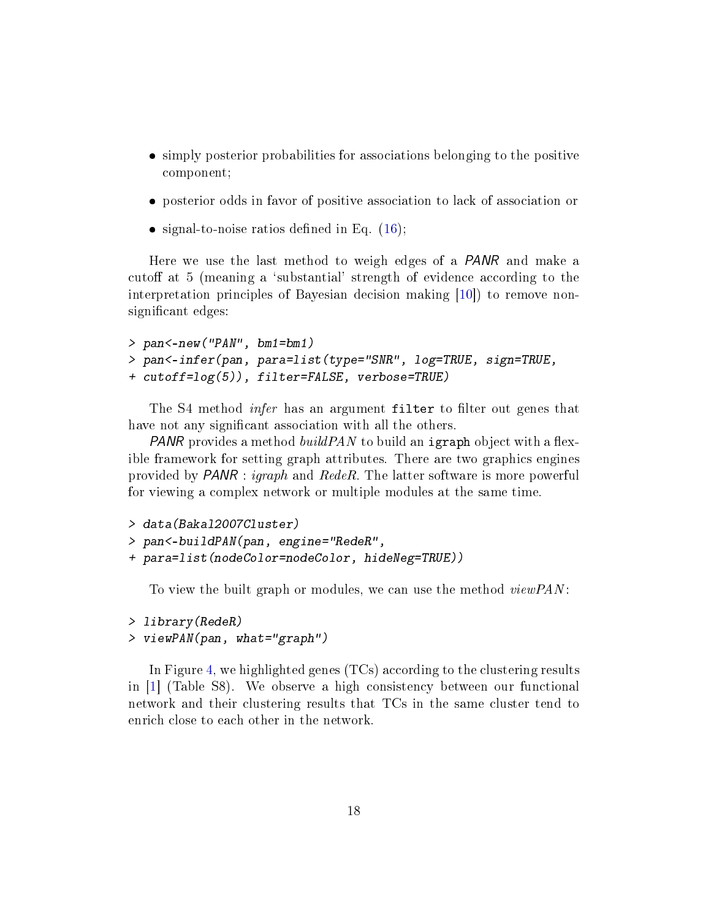- simply posterior probabilities for associations belonging to the positive component;
- posterior odds in favor of positive association to lack of association or
- signal-to-noise ratios defined in Eq. (16);

Here we use the last method to weigh edges of a *PANR* and make a cutoff at 5 (meaning a 'substantial' strength of evidence according to the interpretation principles of Bayesian decision making [10]) to remove non-significant edges:

```
> pan<-new("PAN", bm1=bm1)
> pan<-infer(pan, para=list(type="SNR", log=TRUE, sign=TRUE,
+ cutoff=log(5)), filter=FALSE, verbose=TRUE)
```

The S4 method *infer* has an argument `filter` to filter out genes that have not any significant association with all the others.

*PANR* provides a method *buildPAN* to build an `igraph` object with a flexible framework for setting graph attributes. There are two graphics engines provided by *PANR* : *igraph* and *RedeR*. The latter software is more powerful for viewing a complex network or multiple modules at the same time.

```
> data(Bakal2007Cluster)
> pan<-buildPAN(pan, engine="RedeR",
+ para=list(nodeColor=nodeColor, hideNeg=TRUE))
```

To view the built graph or modules, we can use the method *viewPAN*:

```
> library(RedeR)
> viewPAN(pan, what="graph")
```

In Figure 4, we highlighted genes (TCs) according to the clustering results in [1] (Table S8). We observe a high consistency between our functional network and their clustering results that TCs in the same cluster tend to enrich close to each other in the network.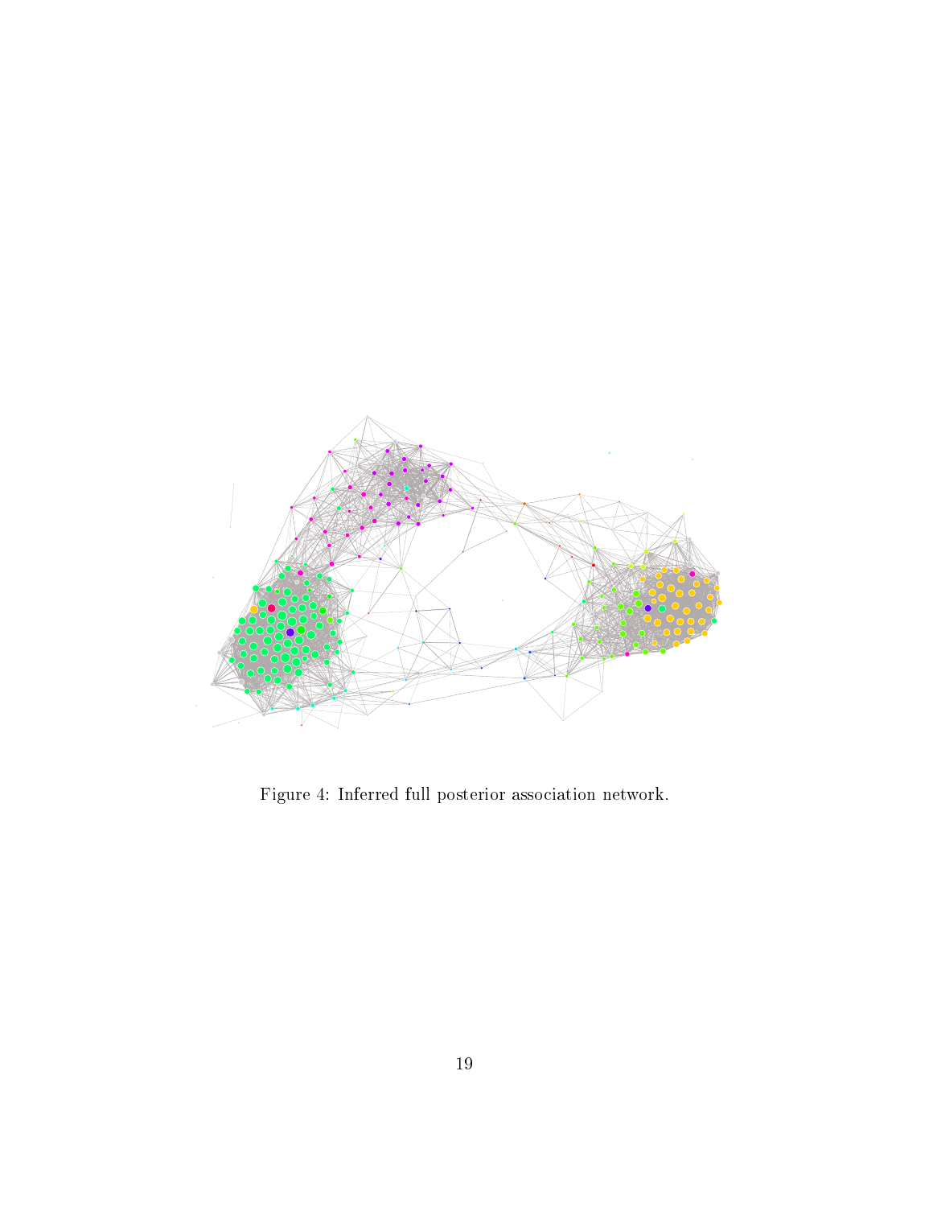Figure 4: Inferred full posterior association network.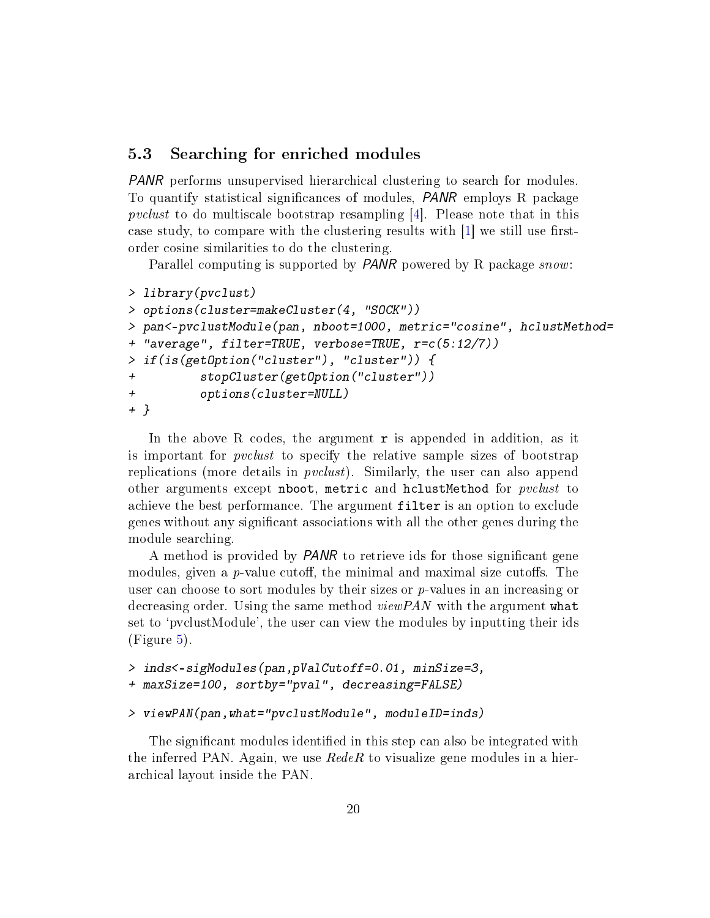### 5.3 Searching for enriched modules

*PANR* performs unsupervised hierarchical clustering to search for modules. To quantify statistical significances of modules, *PANR* employs R package *pvclust* to do multiscale bootstrap resampling [4]. Please note that in this case study, to compare with the clustering results with [1] we still use first-order cosine similarities to do the clustering.

Parallel computing is supported by *PANR* powered by R package *snow*:

```
> library(pvclust)
> options(cluster=makeCluster(4, "SOCK"))
> pan<-pvclustModule(pan, nboot=1000, metric="cosine", hclustMethod=
+ "average", filter=TRUE, verbose=TRUE, r=c(5:12/7))
> if(is(getOption("cluster"), "cluster")) {
+         stopCluster(getOption("cluster"))
+         options(cluster=NULL)
+ }
```

In the above R codes, the argument `r` is appended in addition, as it is important for *pvclust* to specify the relative sample sizes of bootstrap replications (more details in *pvclust*). Similarly, the user can also append other arguments except `nboot`, `metric` and `hclustMethod` for *pvclust* to achieve the best performance. The argument `filter` is an option to exclude genes without any significant associations with all the other genes during the module searching.

A method is provided by *PANR* to retrieve ids for those significant gene modules, given a $p$-value cutoff, the minimal and maximal size cutoffs. The user can choose to sort modules by their sizes or $p$-values in an increasing or decreasing order. Using the same method *viewPAN* with the argument `what` set to 'pvclustModule', the user can view the modules by inputting their ids (Figure 5).

```
> inds<-sigModules(pan,pValCutoff=0.01, minSize=3,
+ maxSize=100, sortby="pval", decreasing=FALSE)
```

```
> viewPAN(pan,what="pvclustModule", moduleID=inds)
```

The significant modules identified in this step can also be integrated with the inferred PAN. Again, we use *RedeR* to visualize gene modules in a hierarchical layout inside the PAN.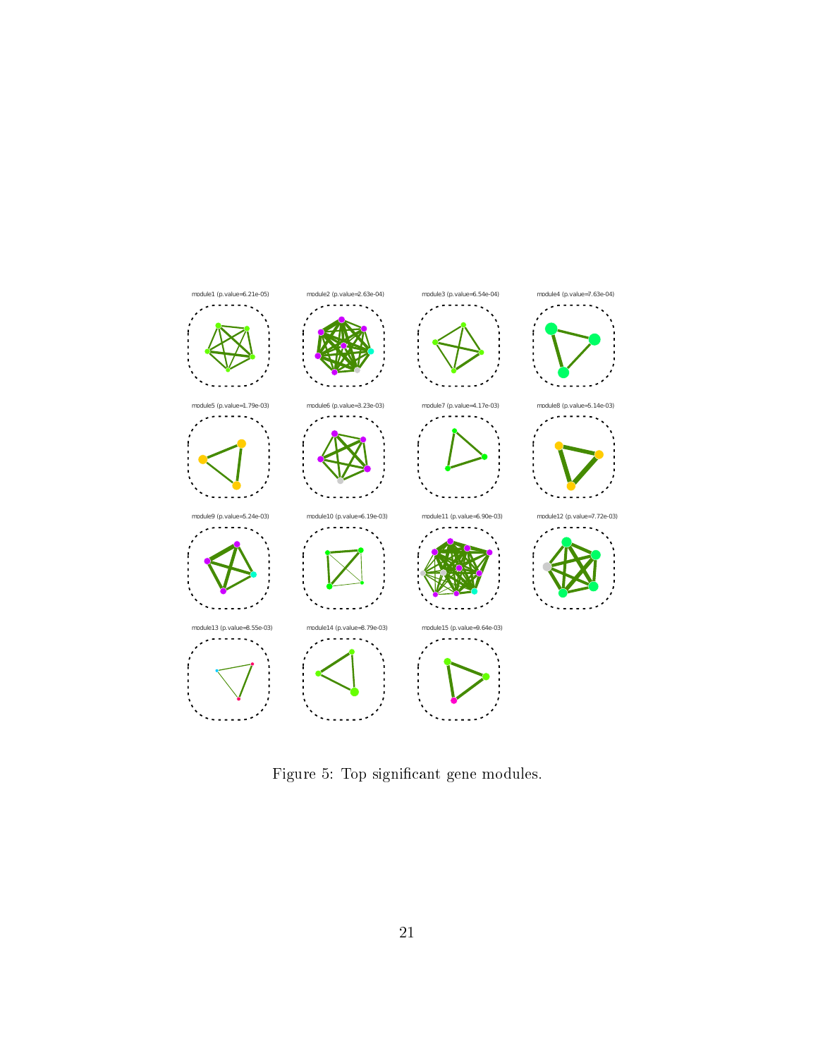Figure 5: Top significant gene modules.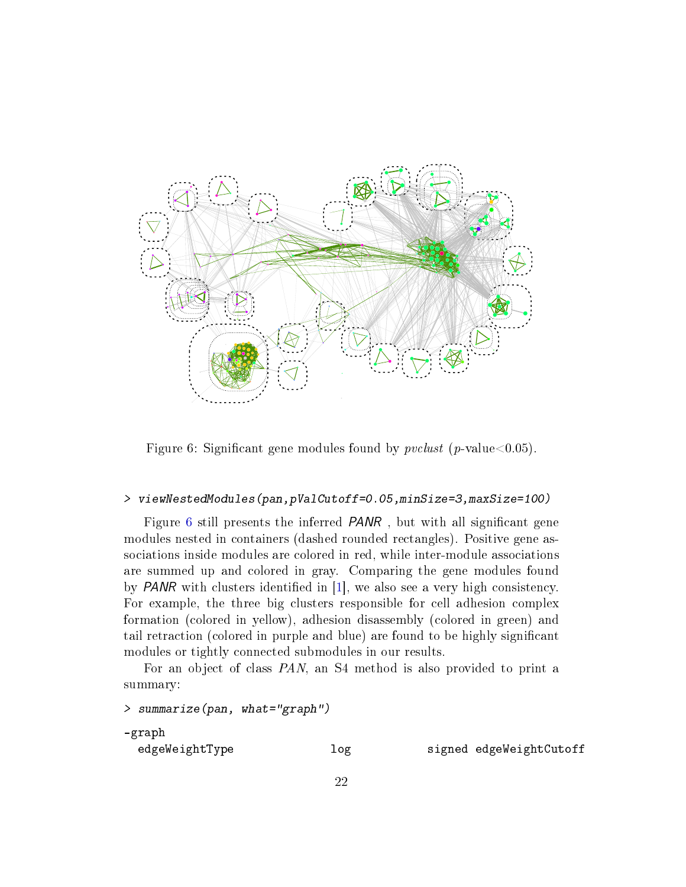Figure 6: Significant gene modules found by *pvclust* ($p$-value<0.05).

```
> viewNestedModules(pan,pValCutoff=0.05,minSize=3,maxSize=100)
```

Figure 6 still presents the inferred *PANR* , but with all significant gene modules nested in containers (dashed rounded rectangles). Positive gene associations inside modules are colored in red, while inter-module associations are summed up and colored in gray. Comparing the gene modules found by *PANR* with clusters identified in [1], we also see a very high consistency. For example, the three big clusters responsible for cell adhesion complex formation (colored in yellow), adhesion disassembly (colored in green) and tail retraction (colored in purple and blue) are found to be highly significant modules or tightly connected submodules in our results.

For an object of class *PAN*, an S4 method is also provided to print a summary:

```
> summarize(pan, what="graph")

-graph
  edgeWeightType              log            signed edgeWeightCutoff
```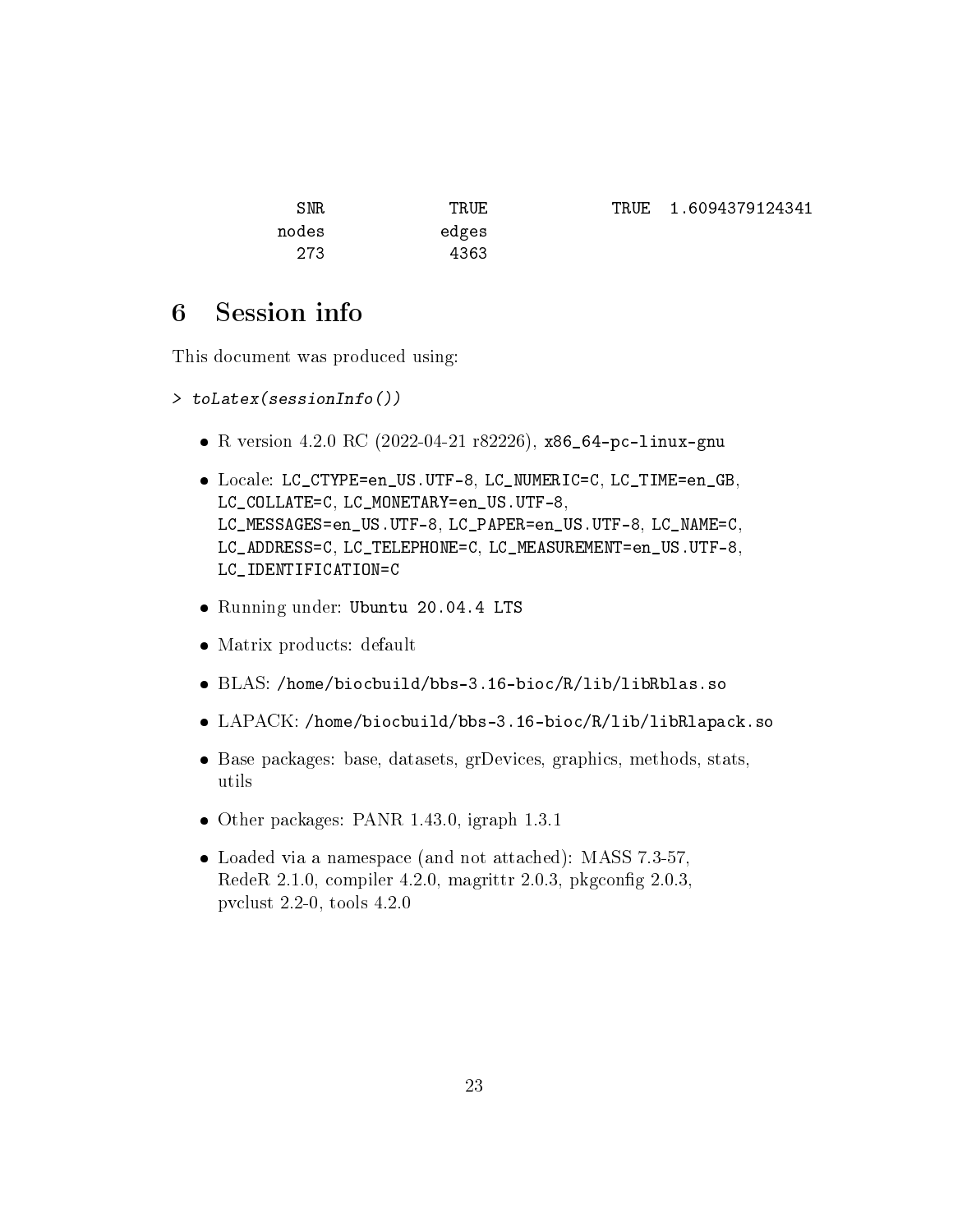```
  SNR          TRUE          TRUE  1.6094379124341
nodes         edges
  273          4363
```

# 6 Session info

This document was produced using:

```
> toLatex(sessionInfo())
```

- R version 4.2.0 RC (2022-04-21 r82226), `x86_64-pc-linux-gnu`
- Locale: `LC_CTYPE=en_US.UTF-8`, `LC_NUMERIC=C`, `LC_TIME=en_GB`, `LC_COLLATE=C`, `LC_MONETARY=en_US.UTF-8`, `LC_MESSAGES=en_US.UTF-8`, `LC_PAPER=en_US.UTF-8`, `LC_NAME=C`, `LC_ADDRESS=C`, `LC_TELEPHONE=C`, `LC_MEASUREMENT=en_US.UTF-8`, `LC_IDENTIFICATION=C`
- Running under: `Ubuntu 20.04.4 LTS`
- Matrix products: default
- BLAS: `/home/biocbuild/bbs-3.16-bioc/R/lib/libRblas.so`
- LAPACK: `/home/biocbuild/bbs-3.16-bioc/R/lib/libRlapack.so`
- Base packages: base, datasets, grDevices, graphics, methods, stats, utils
- Other packages: PANR 1.43.0, igraph 1.3.1
- Loaded via a namespace (and not attached): MASS 7.3-57, RedeR 2.1.0, compiler 4.2.0, magrittr 2.0.3, pkgconfig 2.0.3, pvclust 2.2-0, tools 4.2.0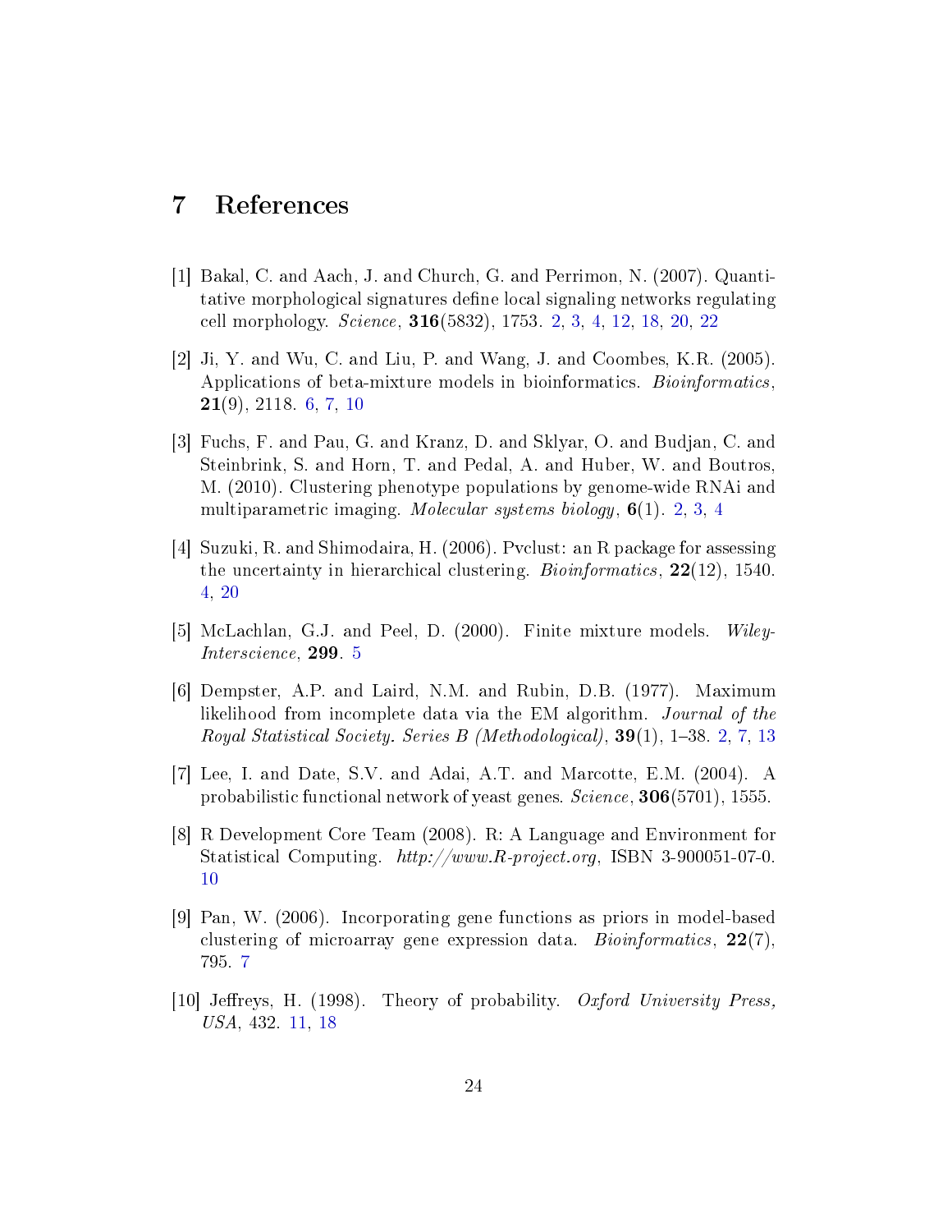# 7 References

[1] Bakal, C. and Aach, J. and Church, G. and Perrimon, N. (2007). Quantitative morphological signatures define local signaling networks regulating cell morphology. *Science*, **316**(5832), 1753. 2, 3, 4, 12, 18, 20, 22

[2] Ji, Y. and Wu, C. and Liu, P. and Wang, J. and Coombes, K.R. (2005). Applications of beta-mixture models in bioinformatics. *Bioinformatics*, **21**(9), 2118. 6, 7, 10

[3] Fuchs, F. and Pau, G. and Kranz, D. and Sklyar, O. and Budjan, C. and Steinbrink, S. and Horn, T. and Pedal, A. and Huber, W. and Boutros, M. (2010). Clustering phenotype populations by genome-wide RNAi and multiparametric imaging. *Molecular systems biology*, **6**(1). 2, 3, 4

[4] Suzuki, R. and Shimodaira, H. (2006). Pvclust: an R package for assessing the uncertainty in hierarchical clustering. *Bioinformatics*, **22**(12), 1540. 4, 20

[5] McLachlan, G.J. and Peel, D. (2000). Finite mixture models. *Wiley-Interscience*, **299**. 5

[6] Dempster, A.P. and Laird, N.M. and Rubin, D.B. (1977). Maximum likelihood from incomplete data via the EM algorithm. *Journal of the Royal Statistical Society. Series B (Methodological)*, **39**(1), 1–38. 2, 7, 13

[7] Lee, I. and Date, S.V. and Adai, A.T. and Marcotte, E.M. (2004). A probabilistic functional network of yeast genes. *Science*, **306**(5701), 1555.

[8] R Development Core Team (2008). R: A Language and Environment for Statistical Computing. *http://www.R-project.org*, ISBN 3-900051-07-0. 10

[9] Pan, W. (2006). Incorporating gene functions as priors in model-based clustering of microarray gene expression data. *Bioinformatics*, **22**(7), 795. 7

[10] Jeffreys, H. (1998). Theory of probability. *Oxford University Press, USA*, 432. 11, 18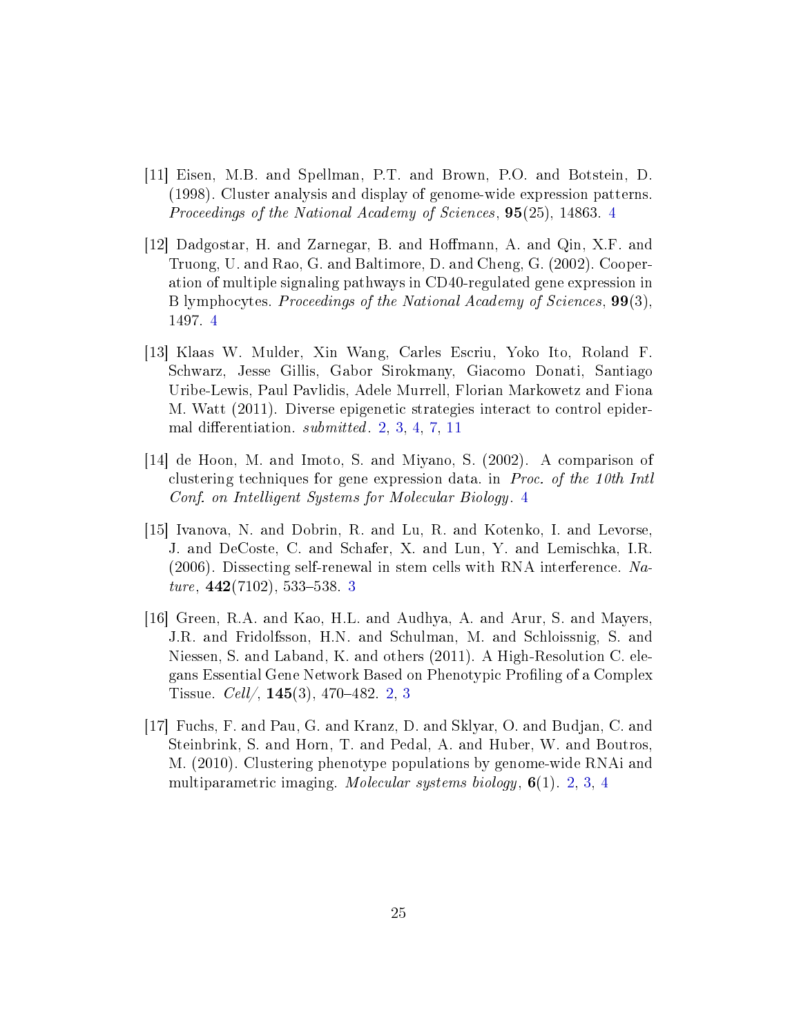[11] Eisen, M.B. and Spellman, P.T. and Brown, P.O. and Botstein, D. (1998). Cluster analysis and display of genome-wide expression patterns. *Proceedings of the National Academy of Sciences*, **95**(25), 14863. 4

[12] Dadgostar, H. and Zarnegar, B. and Hoffmann, A. and Qin, X.F. and Truong, U. and Rao, G. and Baltimore, D. and Cheng, G. (2002). Cooperation of multiple signaling pathways in CD40-regulated gene expression in B lymphocytes. *Proceedings of the National Academy of Sciences*, **99**(3), 1497. 4

[13] Klaas W. Mulder, Xin Wang, Carles Escriu, Yoko Ito, Roland F. Schwarz, Jesse Gillis, Gabor Sirokmany, Giacomo Donati, Santiago Uribe-Lewis, Paul Pavlidis, Adele Murrell, Florian Markowetz and Fiona M. Watt (2011). Diverse epigenetic strategies interact to control epidermal differentiation. *submitted*. 2, 3, 4, 7, 11

[14] de Hoon, M. and Imoto, S. and Miyano, S. (2002). A comparison of clustering techniques for gene expression data. in *Proc. of the 10th Intl Conf. on Intelligent Systems for Molecular Biology*. 4

[15] Ivanova, N. and Dobrin, R. and Lu, R. and Kotenko, I. and Levorse, J. and DeCoste, C. and Schafer, X. and Lun, Y. and Lemischka, I.R. (2006). Dissecting self-renewal in stem cells with RNA interference. *Nature*, **442**(7102), 533–538. 3

[16] Green, R.A. and Kao, H.L. and Audhya, A. and Arur, S. and Mayers, J.R. and Fridolfsson, H.N. and Schulman, M. and Schloissnig, S. and Niessen, S. and Laband, K. and others (2011). A High-Resolution C. elegans Essential Gene Network Based on Phenotypic Profiling of a Complex Tissue. *Cell/*, **145**(3), 470–482. 2, 3

[17] Fuchs, F. and Pau, G. and Kranz, D. and Sklyar, O. and Budjan, C. and Steinbrink, S. and Horn, T. and Pedal, A. and Huber, W. and Boutros, M. (2010). Clustering phenotype populations by genome-wide RNAi and multiparametric imaging. *Molecular systems biology*, **6**(1). 2, 3, 4